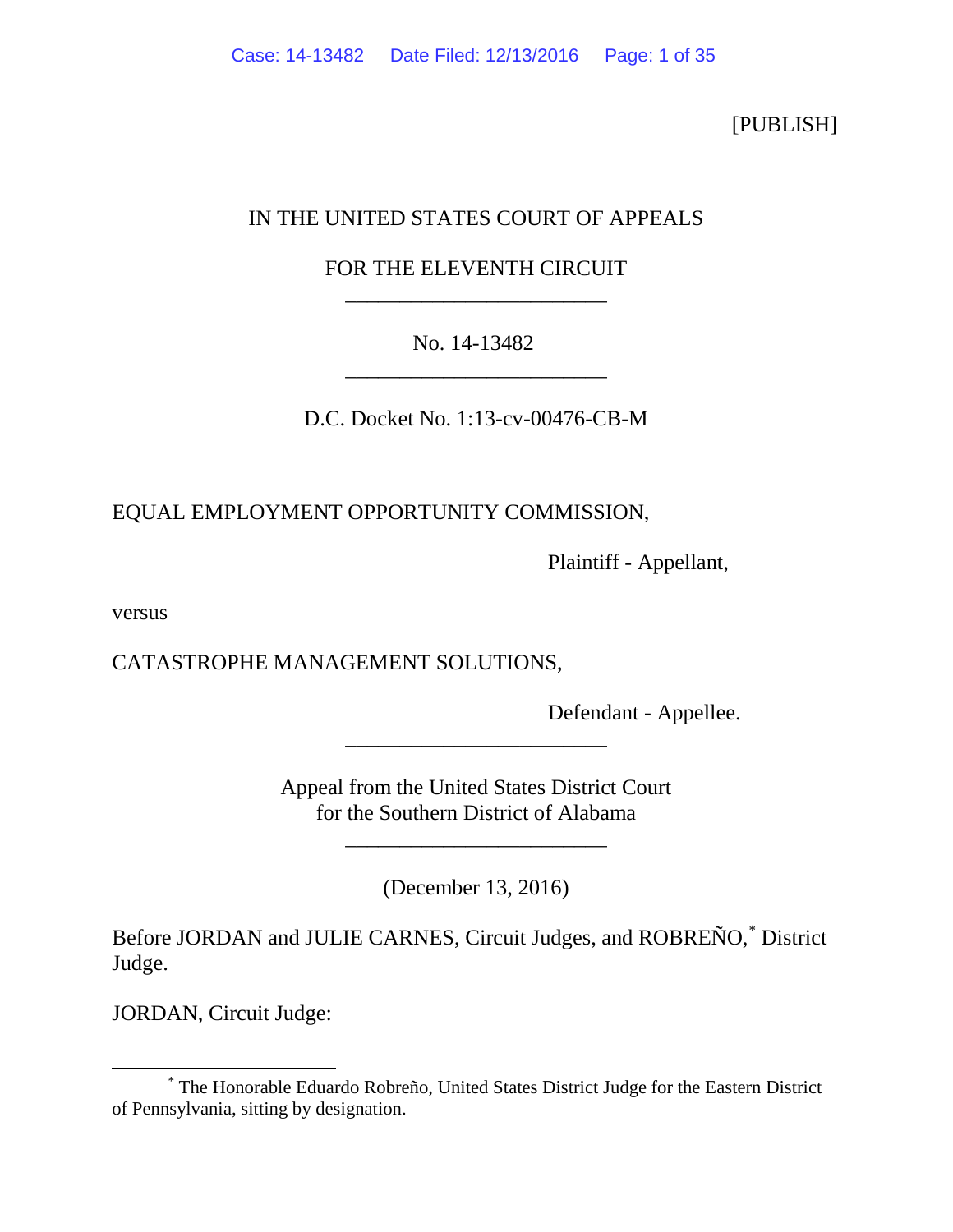[PUBLISH]

IN THE UNITED STATES COURT OF APPEALS

FOR THE ELEVENTH CIRCUIT

________________________

No. 14-13482

________________________

D.C. Docket No. 1:13-cv-00476-CB-M

EQUAL EMPLOYMENT OPPORTUNITY COMMISSION,

Plaintiff - Appellant,

versus

CATASTROPHE MANAGEMENT SOLUTIONS,

Defendant - Appellee.

________________________

Appeal from the United States District Court
for the Southern District of Alabama

________________________

(December 13, 2016)

Before JORDAN and JULIE CARNES, Circuit Judges, and ROBREÑO,[*] District Judge.

JORDAN, Circuit Judge:

---

[*] The Honorable Eduardo Robreño, United States District Judge for the Eastern District of Pennsylvania, sitting by designation.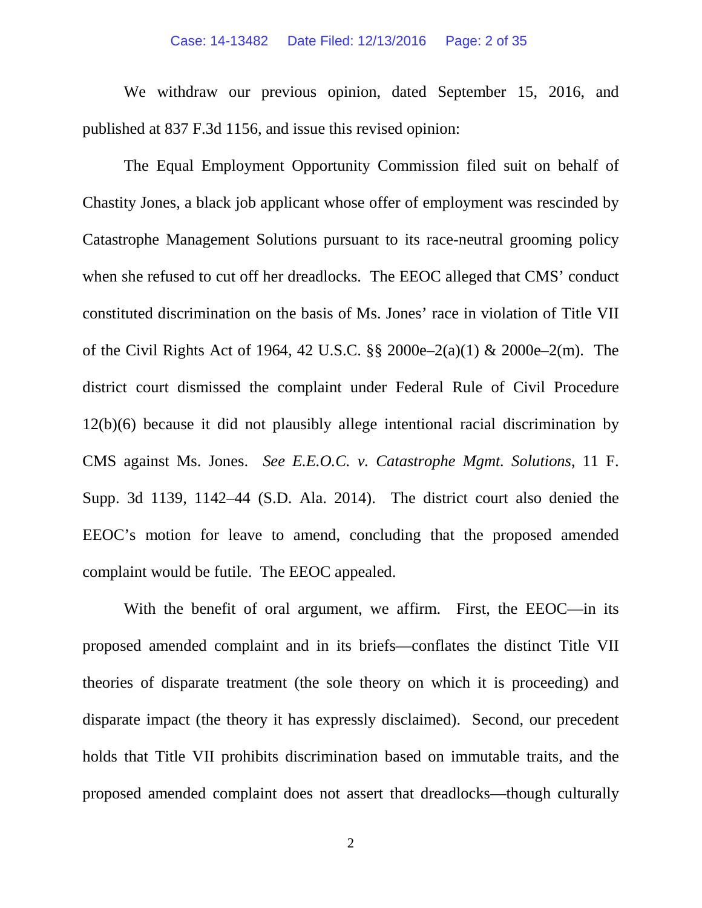We withdraw our previous opinion, dated September 15, 2016, and published at 837 F.3d 1156, and issue this revised opinion:

The Equal Employment Opportunity Commission filed suit on behalf of Chastity Jones, a black job applicant whose offer of employment was rescinded by Catastrophe Management Solutions pursuant to its race-neutral grooming policy when she refused to cut off her dreadlocks. The EEOC alleged that CMS' conduct constituted discrimination on the basis of Ms. Jones' race in violation of Title VII of the Civil Rights Act of 1964, 42 U.S.C. §§ 2000e–2(a)(1) & 2000e–2(m). The district court dismissed the complaint under Federal Rule of Civil Procedure 12(b)(6) because it did not plausibly allege intentional racial discrimination by CMS against Ms. Jones. *See E.E.O.C. v. Catastrophe Mgmt. Solutions*, 11 F. Supp. 3d 1139, 1142–44 (S.D. Ala. 2014). The district court also denied the EEOC's motion for leave to amend, concluding that the proposed amended complaint would be futile. The EEOC appealed.

With the benefit of oral argument, we affirm. First, the EEOC—in its proposed amended complaint and in its briefs—conflates the distinct Title VII theories of disparate treatment (the sole theory on which it is proceeding) and disparate impact (the theory it has expressly disclaimed). Second, our precedent holds that Title VII prohibits discrimination based on immutable traits, and the proposed amended complaint does not assert that dreadlocks—though culturally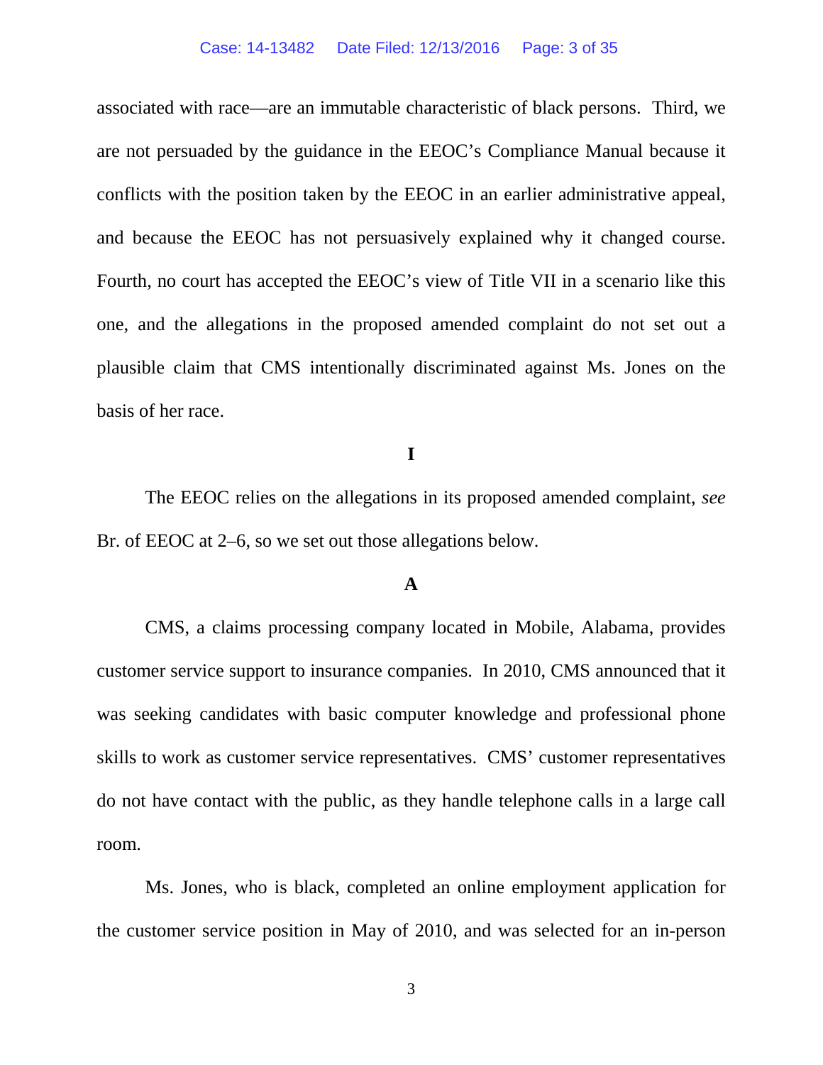associated with race—are an immutable characteristic of black persons. Third, we are not persuaded by the guidance in the EEOC's Compliance Manual because it conflicts with the position taken by the EEOC in an earlier administrative appeal, and because the EEOC has not persuasively explained why it changed course. Fourth, no court has accepted the EEOC's view of Title VII in a scenario like this one, and the allegations in the proposed amended complaint do not set out a plausible claim that CMS intentionally discriminated against Ms. Jones on the basis of her race.

## I

The EEOC relies on the allegations in its proposed amended complaint, *see* Br. of EEOC at 2–6, so we set out those allegations below.

### A

CMS, a claims processing company located in Mobile, Alabama, provides customer service support to insurance companies. In 2010, CMS announced that it was seeking candidates with basic computer knowledge and professional phone skills to work as customer service representatives. CMS' customer representatives do not have contact with the public, as they handle telephone calls in a large call room.

Ms. Jones, who is black, completed an online employment application for the customer service position in May of 2010, and was selected for an in-person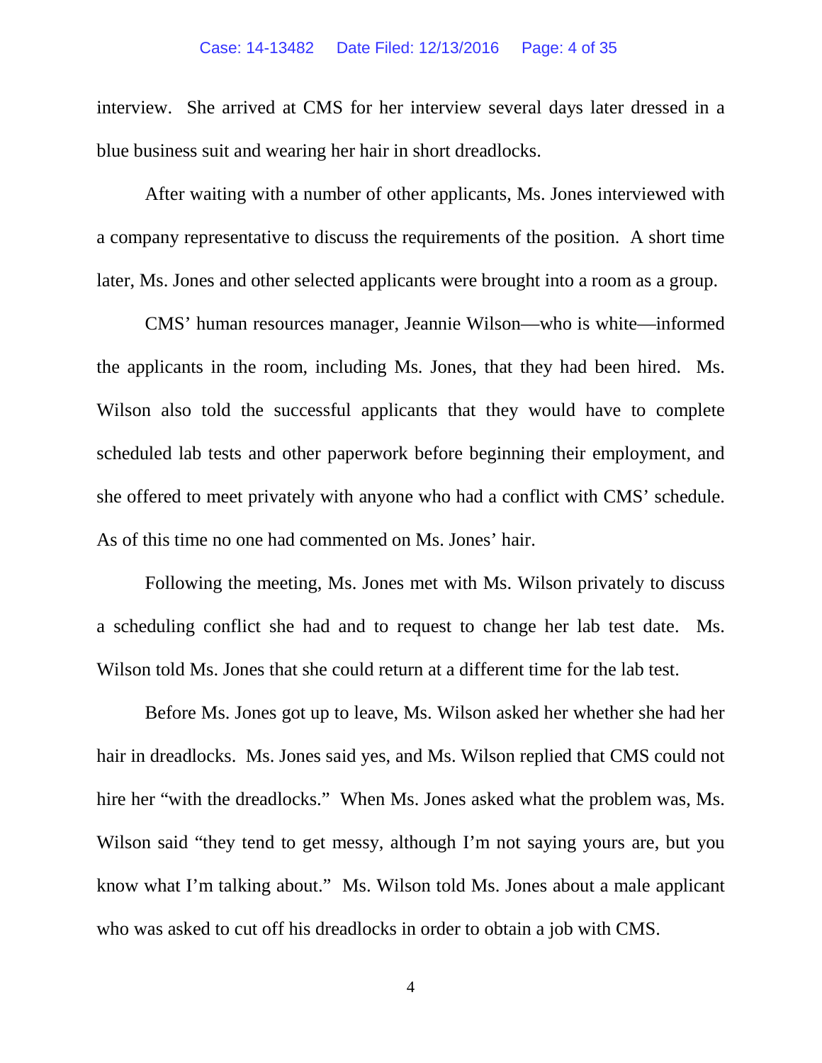interview. She arrived at CMS for her interview several days later dressed in a blue business suit and wearing her hair in short dreadlocks.

After waiting with a number of other applicants, Ms. Jones interviewed with a company representative to discuss the requirements of the position. A short time later, Ms. Jones and other selected applicants were brought into a room as a group.

CMS' human resources manager, Jeannie Wilson—who is white—informed the applicants in the room, including Ms. Jones, that they had been hired. Ms. Wilson also told the successful applicants that they would have to complete scheduled lab tests and other paperwork before beginning their employment, and she offered to meet privately with anyone who had a conflict with CMS' schedule. As of this time no one had commented on Ms. Jones' hair.

Following the meeting, Ms. Jones met with Ms. Wilson privately to discuss a scheduling conflict she had and to request to change her lab test date. Ms. Wilson told Ms. Jones that she could return at a different time for the lab test.

Before Ms. Jones got up to leave, Ms. Wilson asked her whether she had her hair in dreadlocks. Ms. Jones said yes, and Ms. Wilson replied that CMS could not hire her "with the dreadlocks." When Ms. Jones asked what the problem was, Ms. Wilson said "they tend to get messy, although I'm not saying yours are, but you know what I'm talking about." Ms. Wilson told Ms. Jones about a male applicant who was asked to cut off his dreadlocks in order to obtain a job with CMS.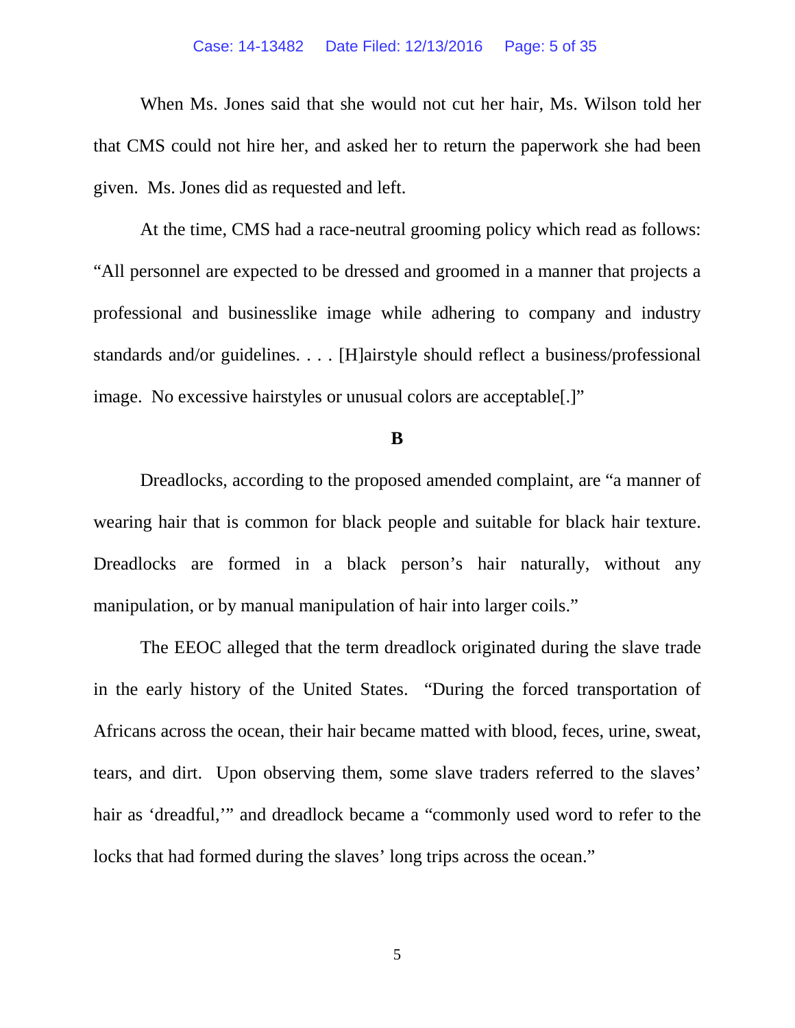When Ms. Jones said that she would not cut her hair, Ms. Wilson told her that CMS could not hire her, and asked her to return the paperwork she had been given. Ms. Jones did as requested and left.

At the time, CMS had a race-neutral grooming policy which read as follows: "All personnel are expected to be dressed and groomed in a manner that projects a professional and businesslike image while adhering to company and industry standards and/or guidelines. . . . [H]airstyle should reflect a business/professional image. No excessive hairstyles or unusual colors are acceptable[.]"

**B**

Dreadlocks, according to the proposed amended complaint, are "a manner of wearing hair that is common for black people and suitable for black hair texture. Dreadlocks are formed in a black person's hair naturally, without any manipulation, or by manual manipulation of hair into larger coils."

The EEOC alleged that the term dreadlock originated during the slave trade in the early history of the United States. "During the forced transportation of Africans across the ocean, their hair became matted with blood, feces, urine, sweat, tears, and dirt. Upon observing them, some slave traders referred to the slaves' hair as 'dreadful,'" and dreadlock became a "commonly used word to refer to the locks that had formed during the slaves' long trips across the ocean."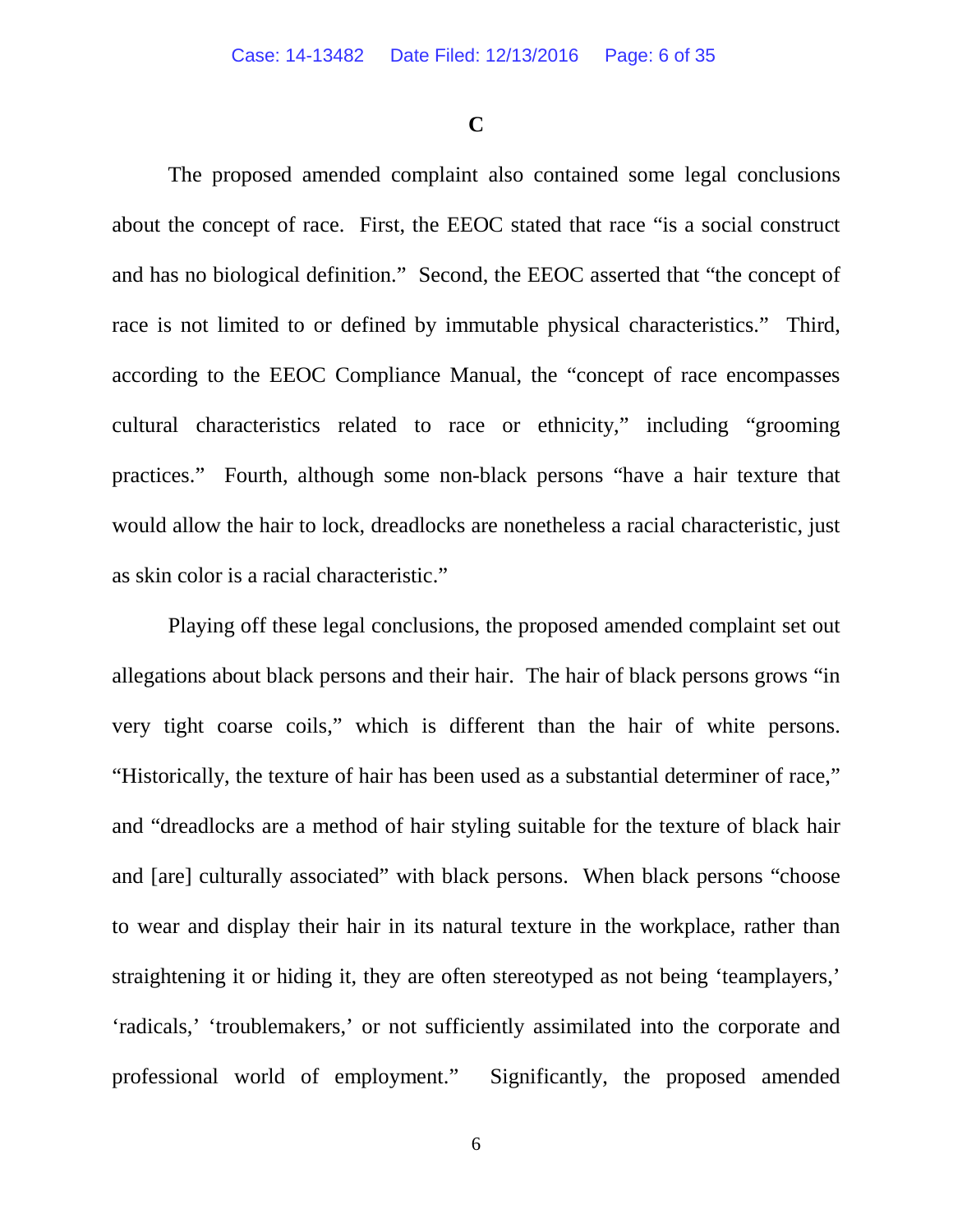### C

The proposed amended complaint also contained some legal conclusions about the concept of race. First, the EEOC stated that race "is a social construct and has no biological definition." Second, the EEOC asserted that "the concept of race is not limited to or defined by immutable physical characteristics." Third, according to the EEOC Compliance Manual, the "concept of race encompasses cultural characteristics related to race or ethnicity," including "grooming practices." Fourth, although some non-black persons "have a hair texture that would allow the hair to lock, dreadlocks are nonetheless a racial characteristic, just as skin color is a racial characteristic."

Playing off these legal conclusions, the proposed amended complaint set out allegations about black persons and their hair. The hair of black persons grows "in very tight coarse coils," which is different than the hair of white persons. "Historically, the texture of hair has been used as a substantial determiner of race," and "dreadlocks are a method of hair styling suitable for the texture of black hair and [are] culturally associated" with black persons. When black persons "choose to wear and display their hair in its natural texture in the workplace, rather than straightening it or hiding it, they are often stereotyped as not being 'teamplayers,' 'radicals,' 'troublemakers,' or not sufficiently assimilated into the corporate and professional world of employment." Significantly, the proposed amended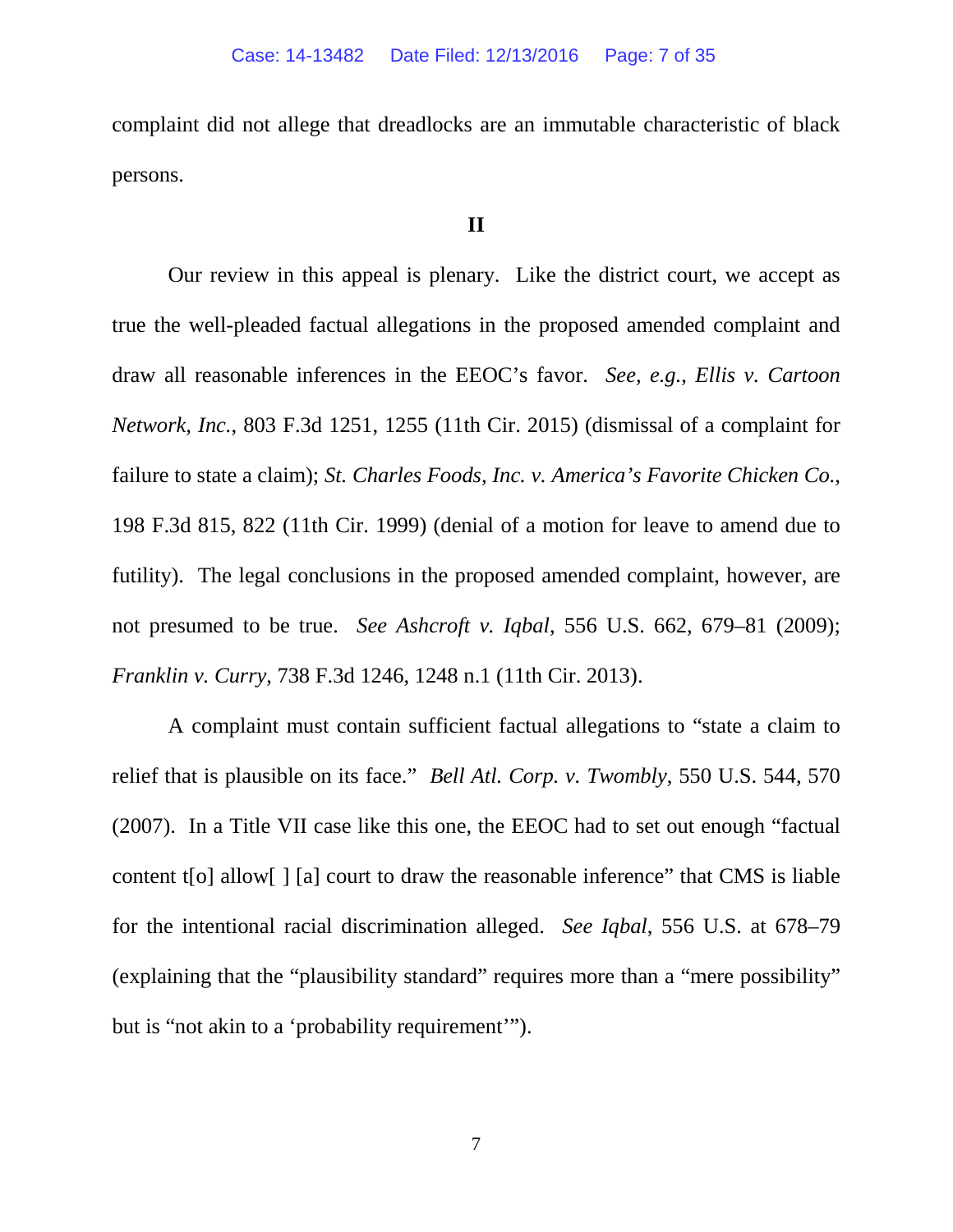complaint did not allege that dreadlocks are an immutable characteristic of black persons.

## II

Our review in this appeal is plenary. Like the district court, we accept as true the well-pleaded factual allegations in the proposed amended complaint and draw all reasonable inferences in the EEOC's favor. *See, e.g.*, *Ellis v. Cartoon Network, Inc.*, 803 F.3d 1251, 1255 (11th Cir. 2015) (dismissal of a complaint for failure to state a claim); *St. Charles Foods, Inc. v. America's Favorite Chicken Co.*, 198 F.3d 815, 822 (11th Cir. 1999) (denial of a motion for leave to amend due to futility). The legal conclusions in the proposed amended complaint, however, are not presumed to be true. *See Ashcroft v. Iqbal*, 556 U.S. 662, 679–81 (2009); *Franklin v. Curry*, 738 F.3d 1246, 1248 n.1 (11th Cir. 2013).

A complaint must contain sufficient factual allegations to "state a claim to relief that is plausible on its face." *Bell Atl. Corp. v. Twombly*, 550 U.S. 544, 570 (2007). In a Title VII case like this one, the EEOC had to set out enough "factual content t[o] allow[ ] [a] court to draw the reasonable inference" that CMS is liable for the intentional racial discrimination alleged. *See Iqbal*, 556 U.S. at 678–79 (explaining that the "plausibility standard" requires more than a "mere possibility" but is "not akin to a 'probability requirement'").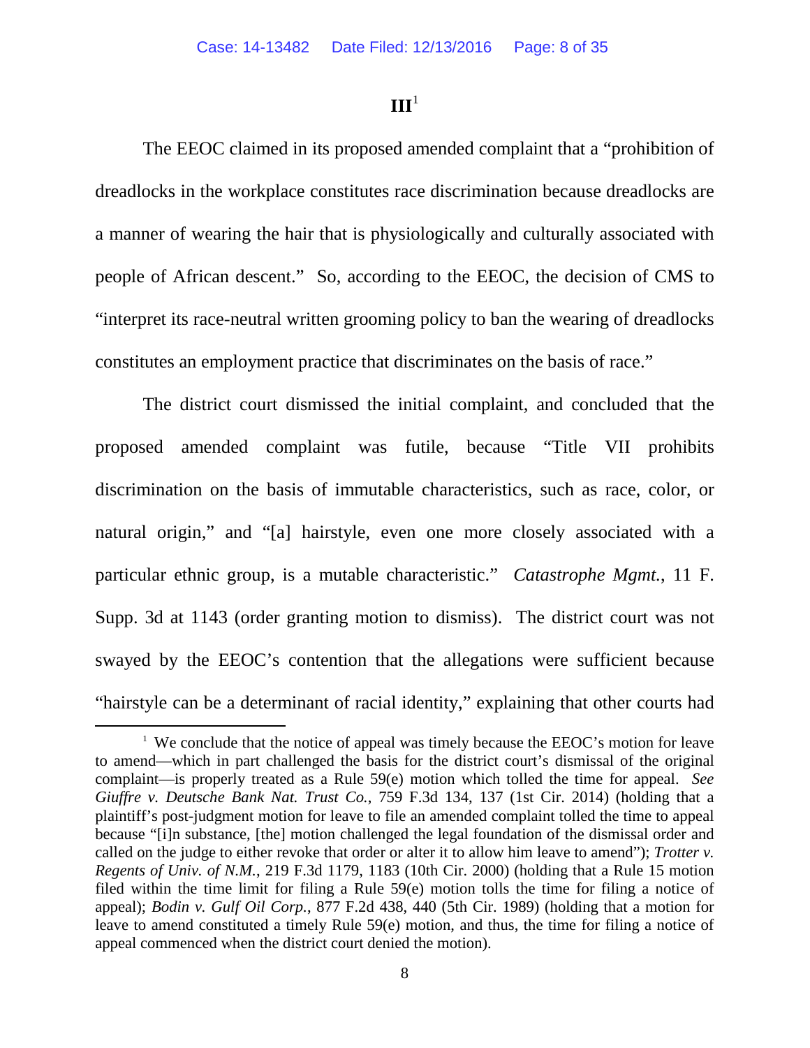## III[1]

The EEOC claimed in its proposed amended complaint that a "prohibition of dreadlocks in the workplace constitutes race discrimination because dreadlocks are a manner of wearing the hair that is physiologically and culturally associated with people of African descent." So, according to the EEOC, the decision of CMS to "interpret its race-neutral written grooming policy to ban the wearing of dreadlocks constitutes an employment practice that discriminates on the basis of race."

The district court dismissed the initial complaint, and concluded that the proposed amended complaint was futile, because "Title VII prohibits discrimination on the basis of immutable characteristics, such as race, color, or natural origin," and "[a] hairstyle, even one more closely associated with a particular ethnic group, is a mutable characteristic." *Catastrophe Mgmt.*, 11 F. Supp. 3d at 1143 (order granting motion to dismiss). The district court was not swayed by the EEOC's contention that the allegations were sufficient because "hairstyle can be a determinant of racial identity," explaining that other courts had

---

[1] We conclude that the notice of appeal was timely because the EEOC's motion for leave to amend—which in part challenged the basis for the district court's dismissal of the original complaint—is properly treated as a Rule 59(e) motion which tolled the time for appeal. *See Giuffre v. Deutsche Bank Nat. Trust Co.*, 759 F.3d 134, 137 (1st Cir. 2014) (holding that a plaintiff's post-judgment motion for leave to file an amended complaint tolled the time to appeal because "[i]n substance, [the] motion challenged the legal foundation of the dismissal order and called on the judge to either revoke that order or alter it to allow him leave to amend"); *Trotter v. Regents of Univ. of N.M.*, 219 F.3d 1179, 1183 (10th Cir. 2000) (holding that a Rule 15 motion filed within the time limit for filing a Rule 59(e) motion tolls the time for filing a notice of appeal); *Bodin v. Gulf Oil Corp.*, 877 F.2d 438, 440 (5th Cir. 1989) (holding that a motion for leave to amend constituted a timely Rule 59(e) motion, and thus, the time for filing a notice of appeal commenced when the district court denied the motion).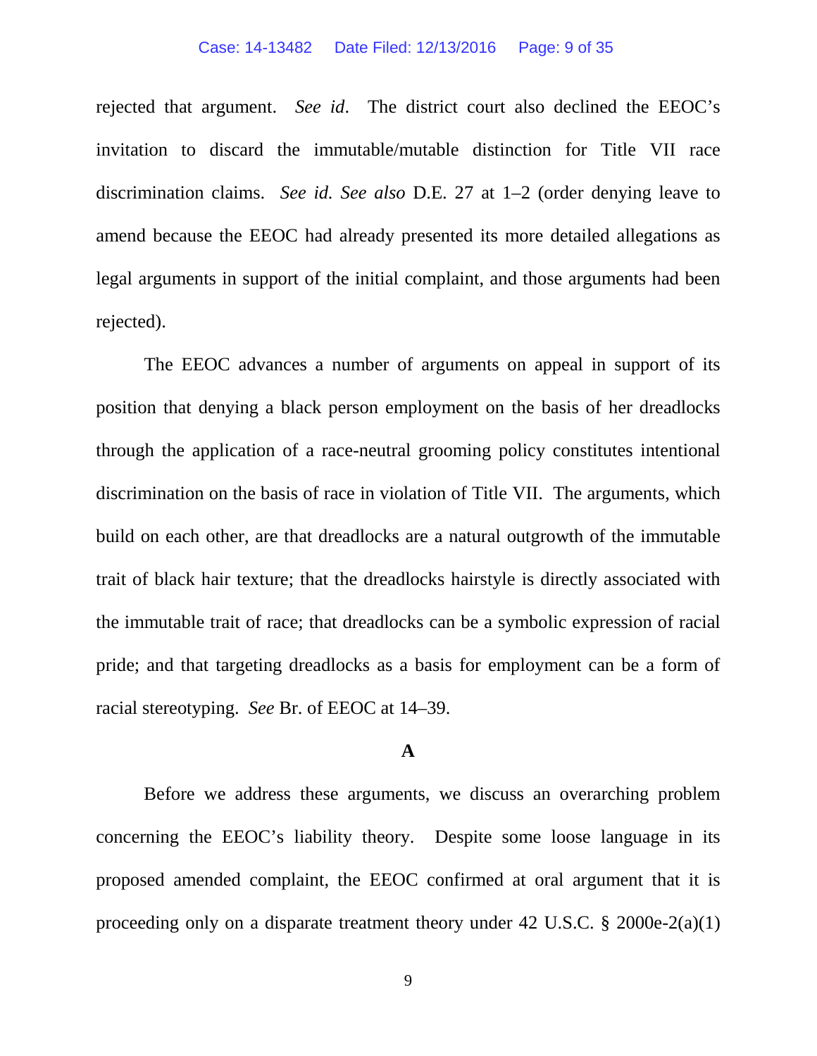rejected that argument. *See id*. The district court also declined the EEOC's invitation to discard the immutable/mutable distinction for Title VII race discrimination claims. *See id. See also* D.E. 27 at 1–2 (order denying leave to amend because the EEOC had already presented its more detailed allegations as legal arguments in support of the initial complaint, and those arguments had been rejected).

The EEOC advances a number of arguments on appeal in support of its position that denying a black person employment on the basis of her dreadlocks through the application of a race-neutral grooming policy constitutes intentional discrimination on the basis of race in violation of Title VII. The arguments, which build on each other, are that dreadlocks are a natural outgrowth of the immutable trait of black hair texture; that the dreadlocks hairstyle is directly associated with the immutable trait of race; that dreadlocks can be a symbolic expression of racial pride; and that targeting dreadlocks as a basis for employment can be a form of racial stereotyping. *See* Br. of EEOC at 14–39.

### A

Before we address these arguments, we discuss an overarching problem concerning the EEOC's liability theory. Despite some loose language in its proposed amended complaint, the EEOC confirmed at oral argument that it is proceeding only on a disparate treatment theory under 42 U.S.C. § 2000e-2(a)(1)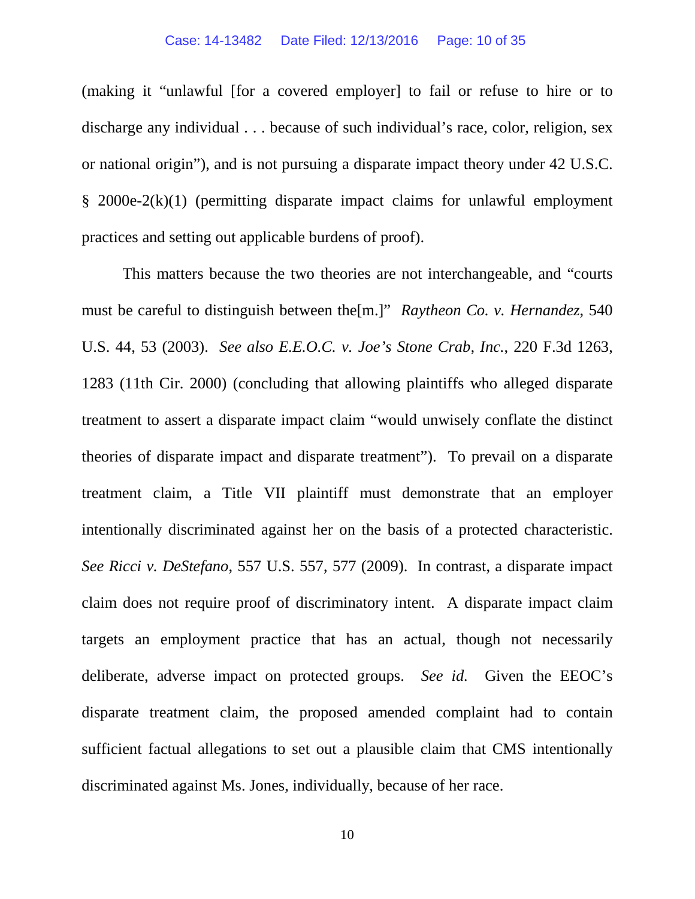(making it "unlawful [for a covered employer] to fail or refuse to hire or to discharge any individual . . . because of such individual's race, color, religion, sex or national origin"), and is not pursuing a disparate impact theory under 42 U.S.C. § 2000e-2(k)(1) (permitting disparate impact claims for unlawful employment practices and setting out applicable burdens of proof).

This matters because the two theories are not interchangeable, and "courts must be careful to distinguish between the[m.]" *Raytheon Co. v. Hernandez*, 540 U.S. 44, 53 (2003). *See also E.E.O.C. v. Joe's Stone Crab, Inc.*, 220 F.3d 1263, 1283 (11th Cir. 2000) (concluding that allowing plaintiffs who alleged disparate treatment to assert a disparate impact claim "would unwisely conflate the distinct theories of disparate impact and disparate treatment"). To prevail on a disparate treatment claim, a Title VII plaintiff must demonstrate that an employer intentionally discriminated against her on the basis of a protected characteristic. *See Ricci v. DeStefano*, 557 U.S. 557, 577 (2009). In contrast, a disparate impact claim does not require proof of discriminatory intent. A disparate impact claim targets an employment practice that has an actual, though not necessarily deliberate, adverse impact on protected groups. *See id.* Given the EEOC's disparate treatment claim, the proposed amended complaint had to contain sufficient factual allegations to set out a plausible claim that CMS intentionally discriminated against Ms. Jones, individually, because of her race.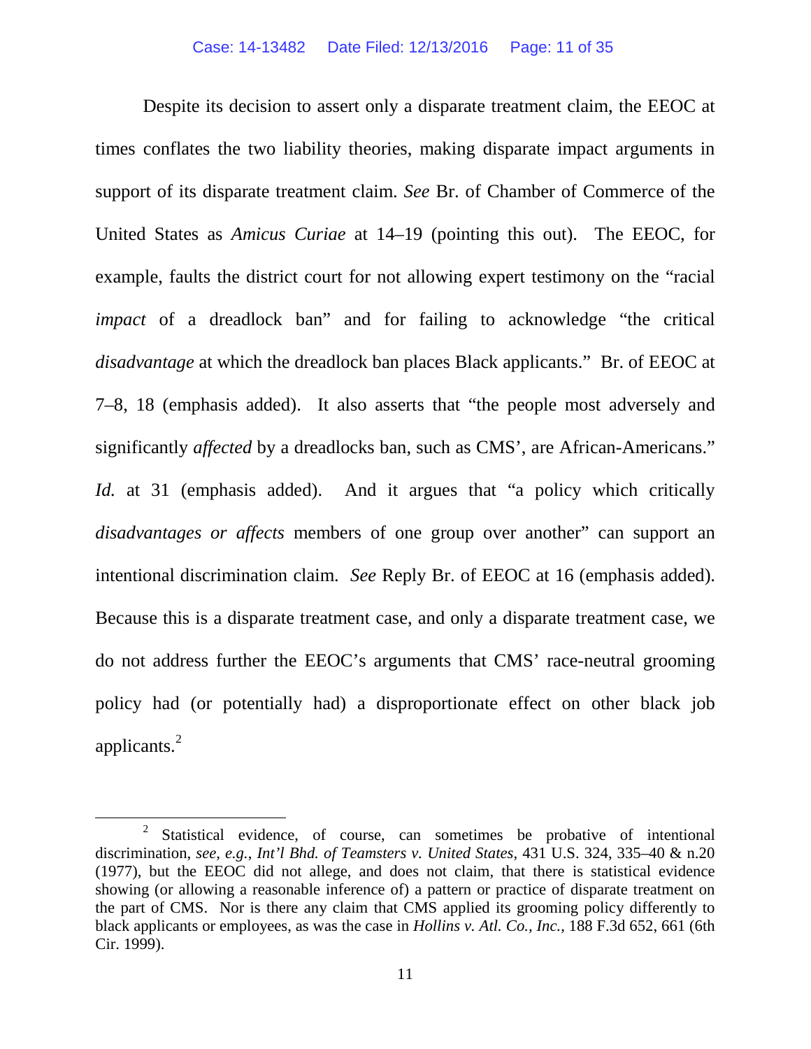Despite its decision to assert only a disparate treatment claim, the EEOC at times conflates the two liability theories, making disparate impact arguments in support of its disparate treatment claim. *See* Br. of Chamber of Commerce of the United States as *Amicus Curiae* at 14–19 (pointing this out). The EEOC, for example, faults the district court for not allowing expert testimony on the "racial *impact* of a dreadlock ban" and for failing to acknowledge "the critical *disadvantage* at which the dreadlock ban places Black applicants." Br. of EEOC at 7–8, 18 (emphasis added). It also asserts that "the people most adversely and significantly *affected* by a dreadlocks ban, such as CMS', are African-Americans." *Id.* at 31 (emphasis added). And it argues that "a policy which critically *disadvantages or affects* members of one group over another" can support an intentional discrimination claim. *See* Reply Br. of EEOC at 16 (emphasis added). Because this is a disparate treatment case, and only a disparate treatment case, we do not address further the EEOC's arguments that CMS' race-neutral grooming policy had (or potentially had) a disproportionate effect on other black job applicants.[2]

---

[2] Statistical evidence, of course, can sometimes be probative of intentional discrimination, *see, e.g.*, *Int'l Bhd. of Teamsters v. United States*, 431 U.S. 324, 335–40 & n.20 (1977), but the EEOC did not allege, and does not claim, that there is statistical evidence showing (or allowing a reasonable inference of) a pattern or practice of disparate treatment on the part of CMS. Nor is there any claim that CMS applied its grooming policy differently to black applicants or employees, as was the case in *Hollins v. Atl. Co., Inc.*, 188 F.3d 652, 661 (6th Cir. 1999).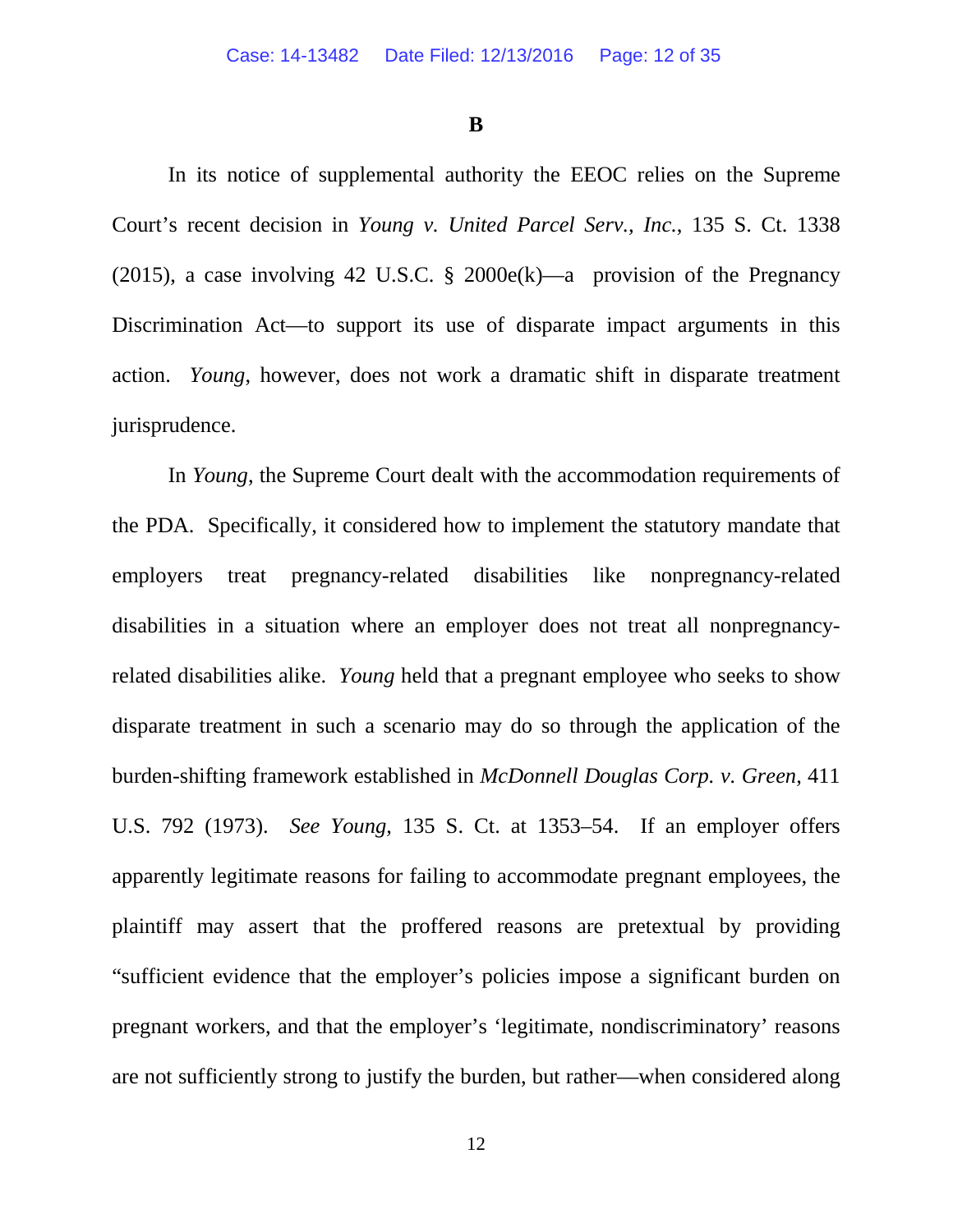**B**

In its notice of supplemental authority the EEOC relies on the Supreme Court's recent decision in *Young v. United Parcel Serv., Inc.*, 135 S. Ct. 1338 (2015), a case involving 42 U.S.C. § 2000e(k)—a provision of the Pregnancy Discrimination Act—to support its use of disparate impact arguments in this action. *Young*, however, does not work a dramatic shift in disparate treatment jurisprudence.

In *Young*, the Supreme Court dealt with the accommodation requirements of the PDA. Specifically, it considered how to implement the statutory mandate that employers treat pregnancy-related disabilities like nonpregnancy-related disabilities in a situation where an employer does not treat all nonpregnancy-related disabilities alike. *Young* held that a pregnant employee who seeks to show disparate treatment in such a scenario may do so through the application of the burden-shifting framework established in *McDonnell Douglas Corp. v. Green*, 411 U.S. 792 (1973). *See Young*, 135 S. Ct. at 1353–54. If an employer offers apparently legitimate reasons for failing to accommodate pregnant employees, the plaintiff may assert that the proffered reasons are pretextual by providing "sufficient evidence that the employer's policies impose a significant burden on pregnant workers, and that the employer's 'legitimate, nondiscriminatory' reasons are not sufficiently strong to justify the burden, but rather—when considered along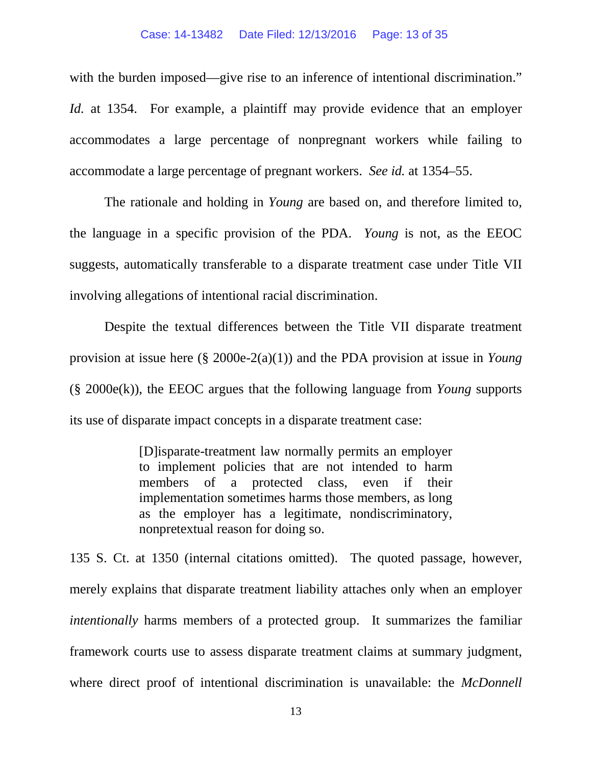with the burden imposed—give rise to an inference of intentional discrimination." *Id.* at 1354. For example, a plaintiff may provide evidence that an employer accommodates a large percentage of nonpregnant workers while failing to accommodate a large percentage of pregnant workers. *See id.* at 1354–55.

The rationale and holding in *Young* are based on, and therefore limited to, the language in a specific provision of the PDA. *Young* is not, as the EEOC suggests, automatically transferable to a disparate treatment case under Title VII involving allegations of intentional racial discrimination.

Despite the textual differences between the Title VII disparate treatment provision at issue here (§ 2000e-2(a)(1)) and the PDA provision at issue in *Young* (§ 2000e(k)), the EEOC argues that the following language from *Young* supports its use of disparate impact concepts in a disparate treatment case:

> [D]isparate-treatment law normally permits an employer to implement policies that are not intended to harm members of a protected class, even if their implementation sometimes harms those members, as long as the employer has a legitimate, nondiscriminatory, nonpretextual reason for doing so.

135 S. Ct. at 1350 (internal citations omitted). The quoted passage, however, merely explains that disparate treatment liability attaches only when an employer *intentionally* harms members of a protected group. It summarizes the familiar framework courts use to assess disparate treatment claims at summary judgment, where direct proof of intentional discrimination is unavailable: the *McDonnell*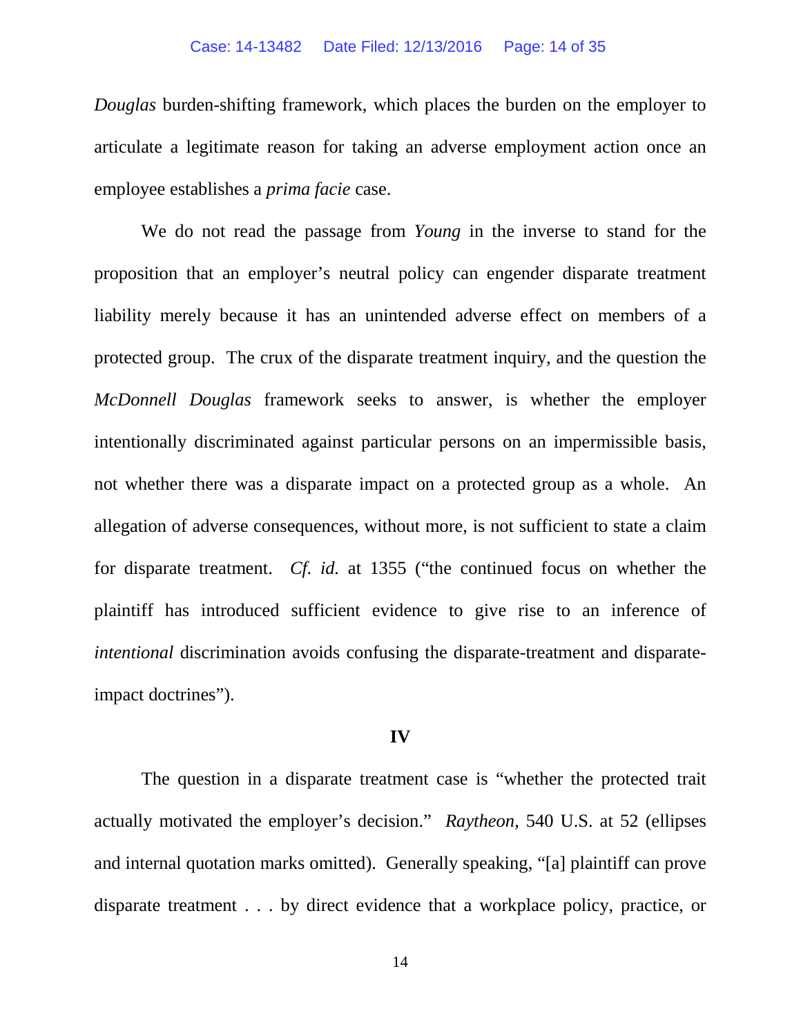*Douglas* burden-shifting framework, which places the burden on the employer to articulate a legitimate reason for taking an adverse employment action once an employee establishes a *prima facie* case.

We do not read the passage from *Young* in the inverse to stand for the proposition that an employer's neutral policy can engender disparate treatment liability merely because it has an unintended adverse effect on members of a protected group. The crux of the disparate treatment inquiry, and the question the *McDonnell Douglas* framework seeks to answer, is whether the employer intentionally discriminated against particular persons on an impermissible basis, not whether there was a disparate impact on a protected group as a whole. An allegation of adverse consequences, without more, is not sufficient to state a claim for disparate treatment. *Cf. id.* at 1355 ("the continued focus on whether the plaintiff has introduced sufficient evidence to give rise to an inference of *intentional* discrimination avoids confusing the disparate-treatment and disparate-impact doctrines").

## IV

The question in a disparate treatment case is "whether the protected trait actually motivated the employer's decision." *Raytheon*, 540 U.S. at 52 (ellipses and internal quotation marks omitted). Generally speaking, "[a] plaintiff can prove disparate treatment . . . by direct evidence that a workplace policy, practice, or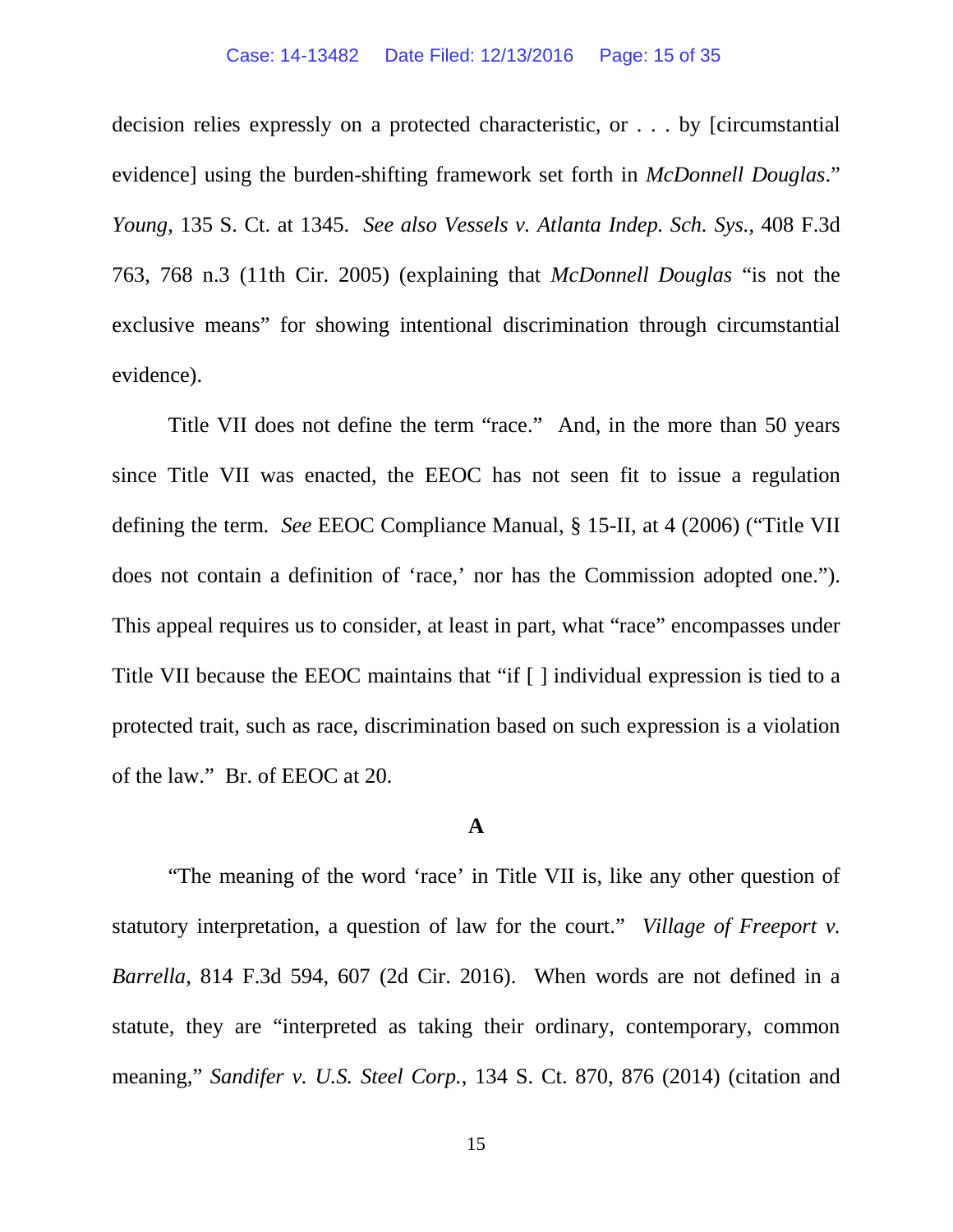decision relies expressly on a protected characteristic, or . . . by [circumstantial evidence] using the burden-shifting framework set forth in *McDonnell Douglas*." *Young*, 135 S. Ct. at 1345. *See also Vessels v. Atlanta Indep. Sch. Sys.*, 408 F.3d 763, 768 n.3 (11th Cir. 2005) (explaining that *McDonnell Douglas* "is not the exclusive means" for showing intentional discrimination through circumstantial evidence).

Title VII does not define the term "race." And, in the more than 50 years since Title VII was enacted, the EEOC has not seen fit to issue a regulation defining the term. *See* EEOC Compliance Manual, § 15-II, at 4 (2006) ("Title VII does not contain a definition of 'race,' nor has the Commission adopted one."). This appeal requires us to consider, at least in part, what "race" encompasses under Title VII because the EEOC maintains that "if [ ] individual expression is tied to a protected trait, such as race, discrimination based on such expression is a violation of the law." Br. of EEOC at 20.

### A

"The meaning of the word 'race' in Title VII is, like any other question of statutory interpretation, a question of law for the court." *Village of Freeport v. Barrella*, 814 F.3d 594, 607 (2d Cir. 2016). When words are not defined in a statute, they are "interpreted as taking their ordinary, contemporary, common meaning," *Sandifer v. U.S. Steel Corp.*, 134 S. Ct. 870, 876 (2014) (citation and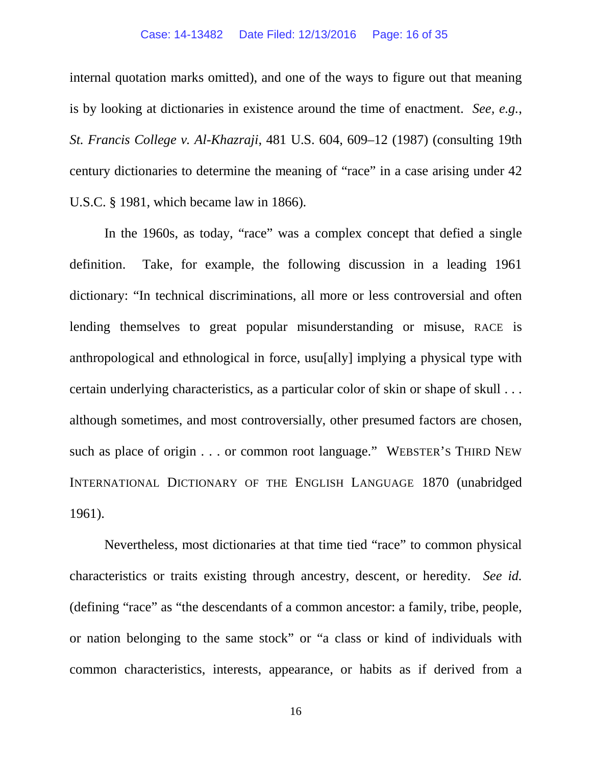internal quotation marks omitted), and one of the ways to figure out that meaning is by looking at dictionaries in existence around the time of enactment. *See, e.g.*, *St. Francis College v. Al-Khazraji*, 481 U.S. 604, 609–12 (1987) (consulting 19th century dictionaries to determine the meaning of "race" in a case arising under 42 U.S.C. § 1981, which became law in 1866).

In the 1960s, as today, "race" was a complex concept that defied a single definition. Take, for example, the following discussion in a leading 1961 dictionary: "In technical discriminations, all more or less controversial and often lending themselves to great popular misunderstanding or misuse, RACE is anthropological and ethnological in force, usu[ally] implying a physical type with certain underlying characteristics, as a particular color of skin or shape of skull . . . although sometimes, and most controversially, other presumed factors are chosen, such as place of origin . . . or common root language." WEBSTER'S THIRD NEW INTERNATIONAL DICTIONARY OF THE ENGLISH LANGUAGE 1870 (unabridged 1961).

Nevertheless, most dictionaries at that time tied "race" to common physical characteristics or traits existing through ancestry, descent, or heredity. *See id.* (defining "race" as "the descendants of a common ancestor: a family, tribe, people, or nation belonging to the same stock" or "a class or kind of individuals with common characteristics, interests, appearance, or habits as if derived from a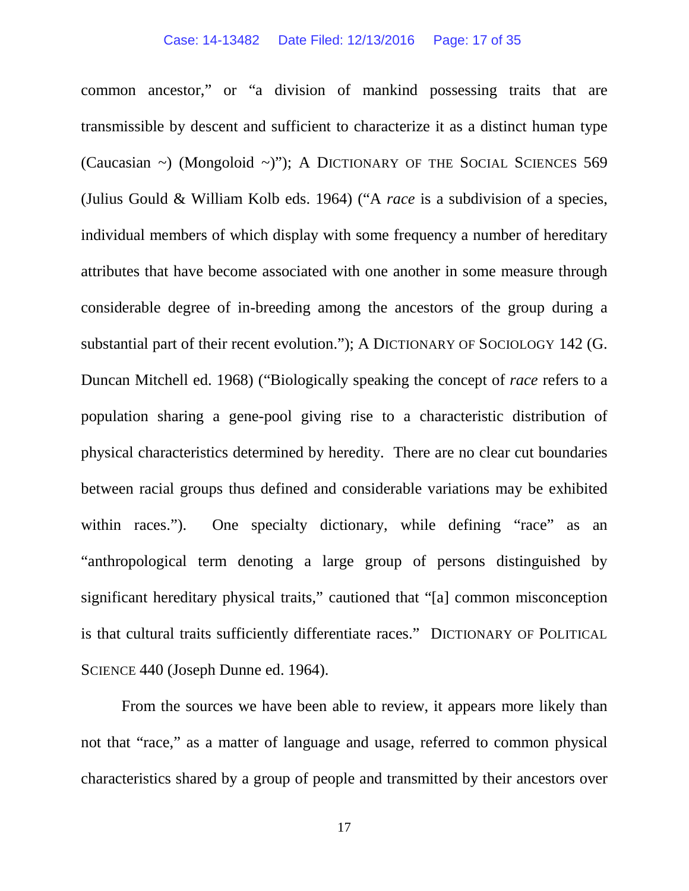common ancestor," or "a division of mankind possessing traits that are transmissible by descent and sufficient to characterize it as a distinct human type (Caucasian ~) (Mongoloid ~)"); A DICTIONARY OF THE SOCIAL SCIENCES 569 (Julius Gould & William Kolb eds. 1964) ("A *race* is a subdivision of a species, individual members of which display with some frequency a number of hereditary attributes that have become associated with one another in some measure through considerable degree of in-breeding among the ancestors of the group during a substantial part of their recent evolution."); A DICTIONARY OF SOCIOLOGY 142 (G. Duncan Mitchell ed. 1968) ("Biologically speaking the concept of *race* refers to a population sharing a gene-pool giving rise to a characteristic distribution of physical characteristics determined by heredity. There are no clear cut boundaries between racial groups thus defined and considerable variations may be exhibited within races."). One specialty dictionary, while defining "race" as an "anthropological term denoting a large group of persons distinguished by significant hereditary physical traits," cautioned that "[a] common misconception is that cultural traits sufficiently differentiate races." DICTIONARY OF POLITICAL SCIENCE 440 (Joseph Dunne ed. 1964).

From the sources we have been able to review, it appears more likely than not that "race," as a matter of language and usage, referred to common physical characteristics shared by a group of people and transmitted by their ancestors over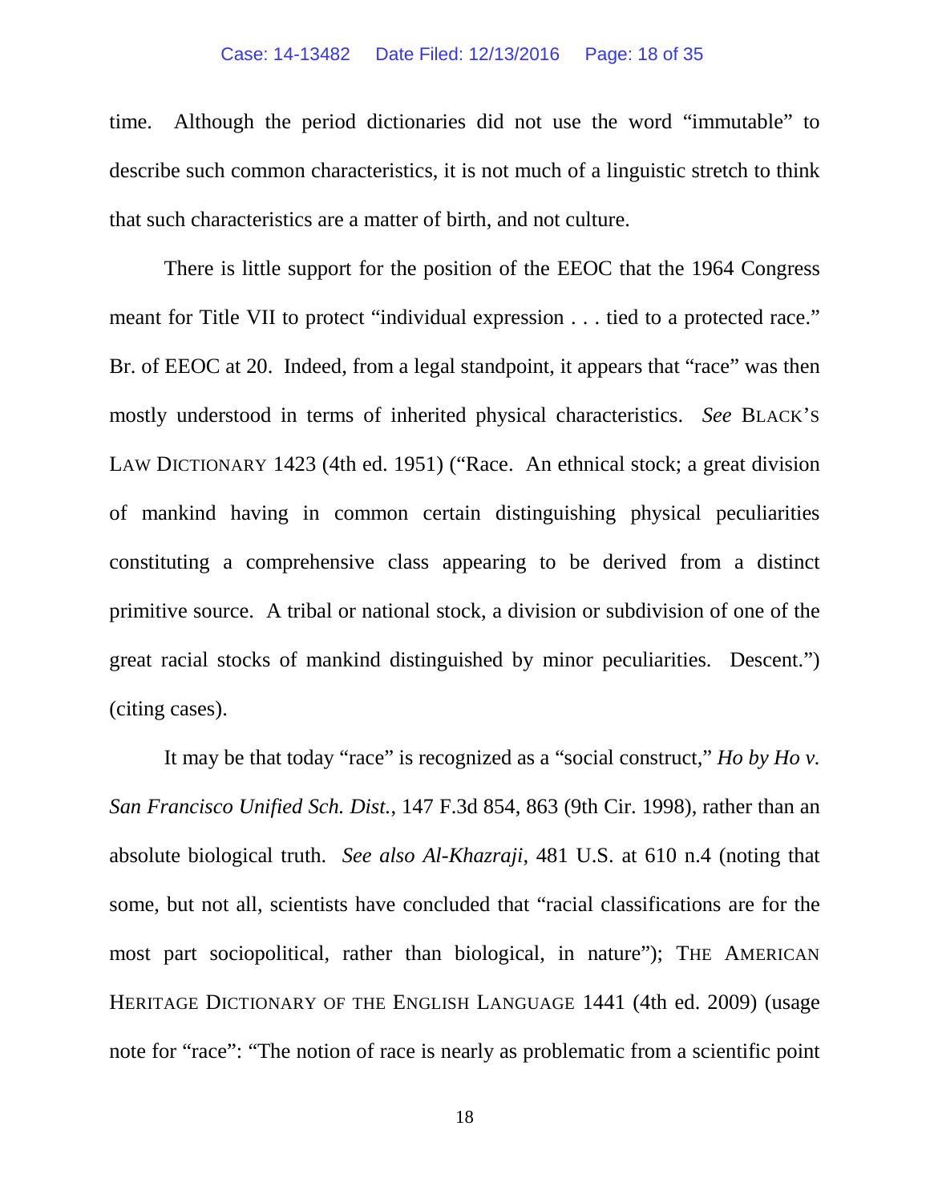time. Although the period dictionaries did not use the word "immutable" to describe such common characteristics, it is not much of a linguistic stretch to think that such characteristics are a matter of birth, and not culture.

There is little support for the position of the EEOC that the 1964 Congress meant for Title VII to protect "individual expression . . . tied to a protected race." Br. of EEOC at 20. Indeed, from a legal standpoint, it appears that "race" was then mostly understood in terms of inherited physical characteristics. *See* BLACK'S LAW DICTIONARY 1423 (4th ed. 1951) ("Race. An ethnical stock; a great division of mankind having in common certain distinguishing physical peculiarities constituting a comprehensive class appearing to be derived from a distinct primitive source. A tribal or national stock, a division or subdivision of one of the great racial stocks of mankind distinguished by minor peculiarities. Descent.") (citing cases).

It may be that today "race" is recognized as a "social construct," *Ho by Ho v. San Francisco Unified Sch. Dist.*, 147 F.3d 854, 863 (9th Cir. 1998), rather than an absolute biological truth. *See also Al-Khazraji*, 481 U.S. at 610 n.4 (noting that some, but not all, scientists have concluded that "racial classifications are for the most part sociopolitical, rather than biological, in nature"); THE AMERICAN HERITAGE DICTIONARY OF THE ENGLISH LANGUAGE 1441 (4th ed. 2009) (usage note for "race": "The notion of race is nearly as problematic from a scientific point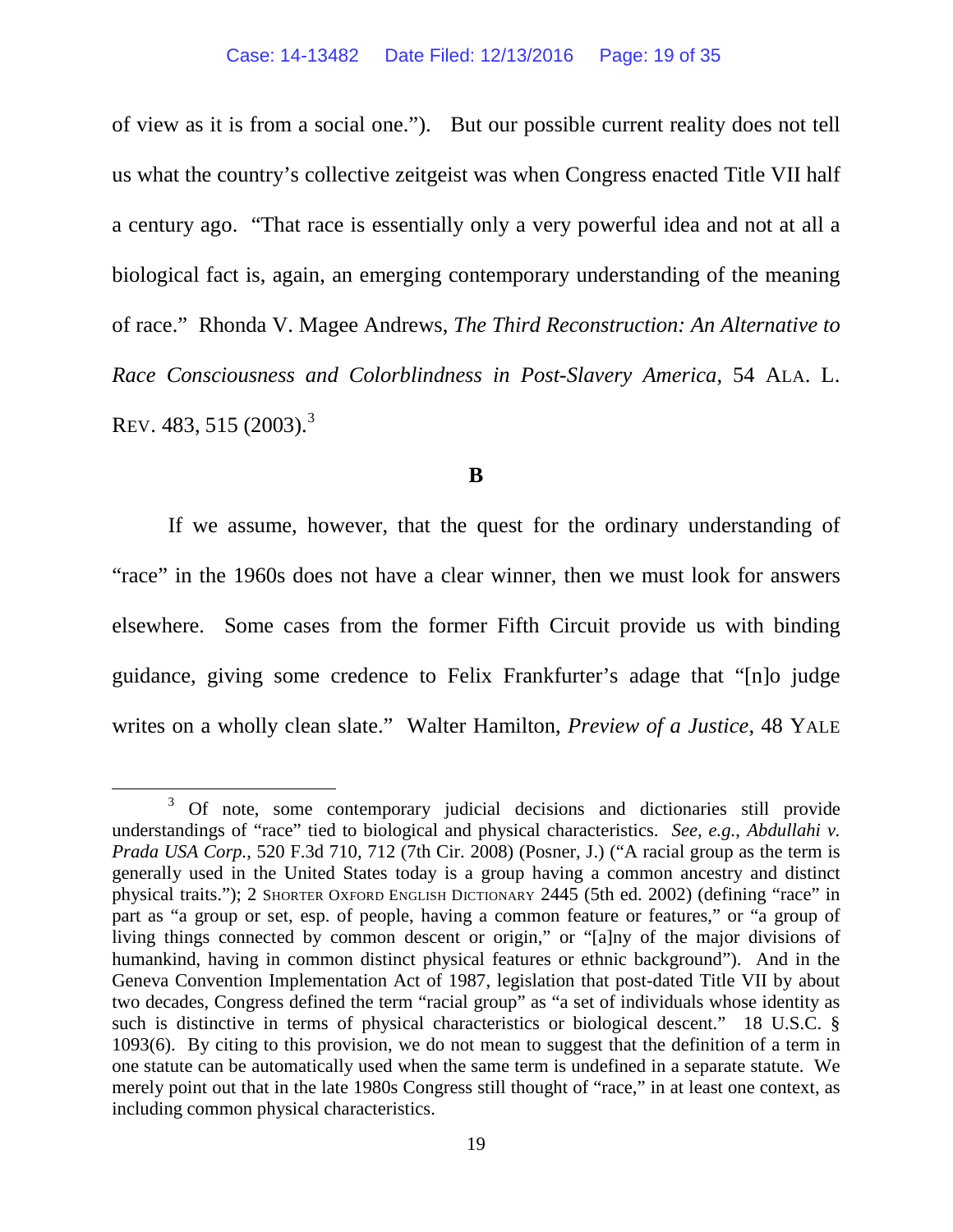of view as it is from a social one."). But our possible current reality does not tell us what the country's collective zeitgeist was when Congress enacted Title VII half a century ago. "That race is essentially only a very powerful idea and not at all a biological fact is, again, an emerging contemporary understanding of the meaning of race." Rhonda V. Magee Andrews, *The Third Reconstruction: An Alternative to Race Consciousness and Colorblindness in Post-Slavery America*, 54 ALA. L. REV. 483, 515 (2003).[3]

## B

If we assume, however, that the quest for the ordinary understanding of "race" in the 1960s does not have a clear winner, then we must look for answers elsewhere. Some cases from the former Fifth Circuit provide us with binding guidance, giving some credence to Felix Frankfurter's adage that "[n]o judge writes on a wholly clean slate." Walter Hamilton, *Preview of a Justice*, 48 YALE

---

[3] Of note, some contemporary judicial decisions and dictionaries still provide understandings of "race" tied to biological and physical characteristics. *See, e.g.*, *Abdullahi v. Prada USA Corp.*, 520 F.3d 710, 712 (7th Cir. 2008) (Posner, J.) ("A racial group as the term is generally used in the United States today is a group having a common ancestry and distinct physical traits."); 2 SHORTER OXFORD ENGLISH DICTIONARY 2445 (5th ed. 2002) (defining "race" in part as "a group or set, esp. of people, having a common feature or features," or "a group of living things connected by common descent or origin," or "[a]ny of the major divisions of humankind, having in common distinct physical features or ethnic background"). And in the Geneva Convention Implementation Act of 1987, legislation that post-dated Title VII by about two decades, Congress defined the term "racial group" as "a set of individuals whose identity as such is distinctive in terms of physical characteristics or biological descent." 18 U.S.C. § 1093(6). By citing to this provision, we do not mean to suggest that the definition of a term in one statute can be automatically used when the same term is undefined in a separate statute. We merely point out that in the late 1980s Congress still thought of "race," in at least one context, as including common physical characteristics.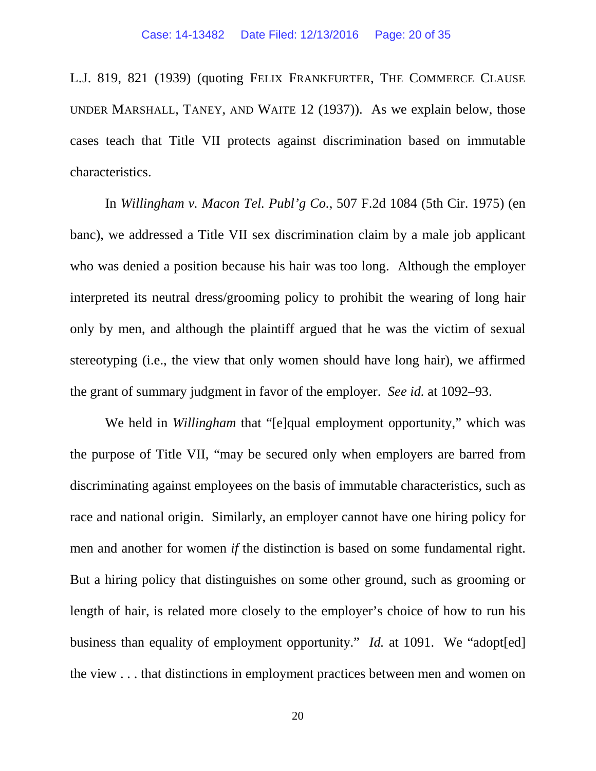L.J. 819, 821 (1939) (quoting FELIX FRANKFURTER, THE COMMERCE CLAUSE UNDER MARSHALL, TANEY, AND WAITE 12 (1937)). As we explain below, those cases teach that Title VII protects against discrimination based on immutable characteristics.

In *Willingham v. Macon Tel. Publ'g Co.*, 507 F.2d 1084 (5th Cir. 1975) (en banc), we addressed a Title VII sex discrimination claim by a male job applicant who was denied a position because his hair was too long. Although the employer interpreted its neutral dress/grooming policy to prohibit the wearing of long hair only by men, and although the plaintiff argued that he was the victim of sexual stereotyping (i.e., the view that only women should have long hair), we affirmed the grant of summary judgment in favor of the employer. *See id.* at 1092–93.

We held in *Willingham* that "[e]qual employment opportunity," which was the purpose of Title VII, "may be secured only when employers are barred from discriminating against employees on the basis of immutable characteristics, such as race and national origin. Similarly, an employer cannot have one hiring policy for men and another for women *if* the distinction is based on some fundamental right. But a hiring policy that distinguishes on some other ground, such as grooming or length of hair, is related more closely to the employer's choice of how to run his business than equality of employment opportunity." *Id.* at 1091. We "adopt[ed] the view . . . that distinctions in employment practices between men and women on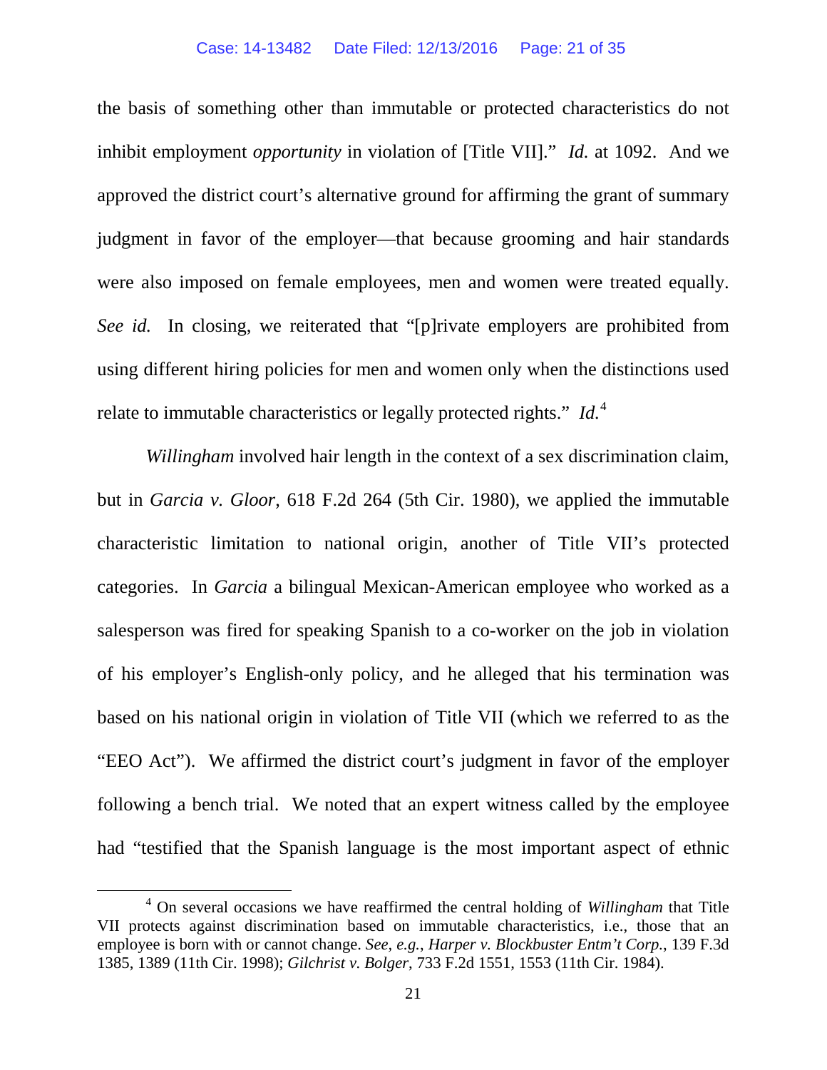the basis of something other than immutable or protected characteristics do not inhibit employment *opportunity* in violation of [Title VII]." *Id.* at 1092. And we approved the district court's alternative ground for affirming the grant of summary judgment in favor of the employer—that because grooming and hair standards were also imposed on female employees, men and women were treated equally. *See id.* In closing, we reiterated that "[p]rivate employers are prohibited from using different hiring policies for men and women only when the distinctions used relate to immutable characteristics or legally protected rights." *Id.*[4]

*Willingham* involved hair length in the context of a sex discrimination claim, but in *Garcia v. Gloor*, 618 F.2d 264 (5th Cir. 1980), we applied the immutable characteristic limitation to national origin, another of Title VII's protected categories. In *Garcia* a bilingual Mexican-American employee who worked as a salesperson was fired for speaking Spanish to a co-worker on the job in violation of his employer's English-only policy, and he alleged that his termination was based on his national origin in violation of Title VII (which we referred to as the "EEO Act"). We affirmed the district court's judgment in favor of the employer following a bench trial. We noted that an expert witness called by the employee had "testified that the Spanish language is the most important aspect of ethnic

[4] On several occasions we have reaffirmed the central holding of *Willingham* that Title VII protects against discrimination based on immutable characteristics, i.e., those that an employee is born with or cannot change. *See, e.g.*, *Harper v. Blockbuster Entm't Corp.*, 139 F.3d 1385, 1389 (11th Cir. 1998); *Gilchrist v. Bolger*, 733 F.2d 1551, 1553 (11th Cir. 1984).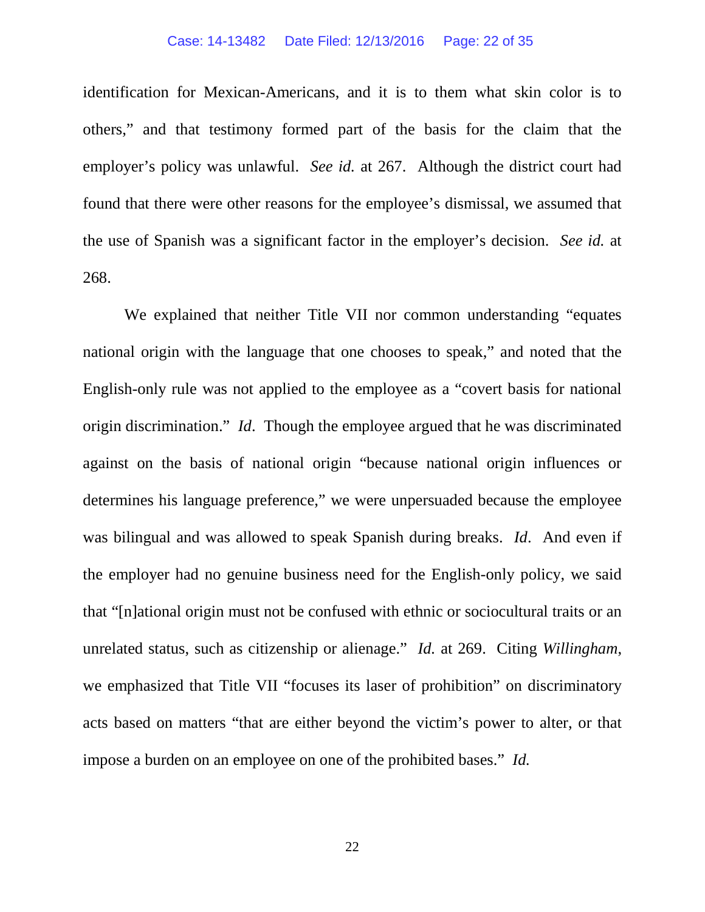identification for Mexican-Americans, and it is to them what skin color is to others," and that testimony formed part of the basis for the claim that the employer's policy was unlawful. *See id.* at 267. Although the district court had found that there were other reasons for the employee's dismissal, we assumed that the use of Spanish was a significant factor in the employer's decision. *See id.* at 268.

We explained that neither Title VII nor common understanding "equates national origin with the language that one chooses to speak," and noted that the English-only rule was not applied to the employee as a "covert basis for national origin discrimination." *Id*. Though the employee argued that he was discriminated against on the basis of national origin "because national origin influences or determines his language preference," we were unpersuaded because the employee was bilingual and was allowed to speak Spanish during breaks. *Id*. And even if the employer had no genuine business need for the English-only policy, we said that "[n]ational origin must not be confused with ethnic or sociocultural traits or an unrelated status, such as citizenship or alienage." *Id.* at 269. Citing *Willingham*, we emphasized that Title VII "focuses its laser of prohibition" on discriminatory acts based on matters "that are either beyond the victim's power to alter, or that impose a burden on an employee on one of the prohibited bases." *Id.*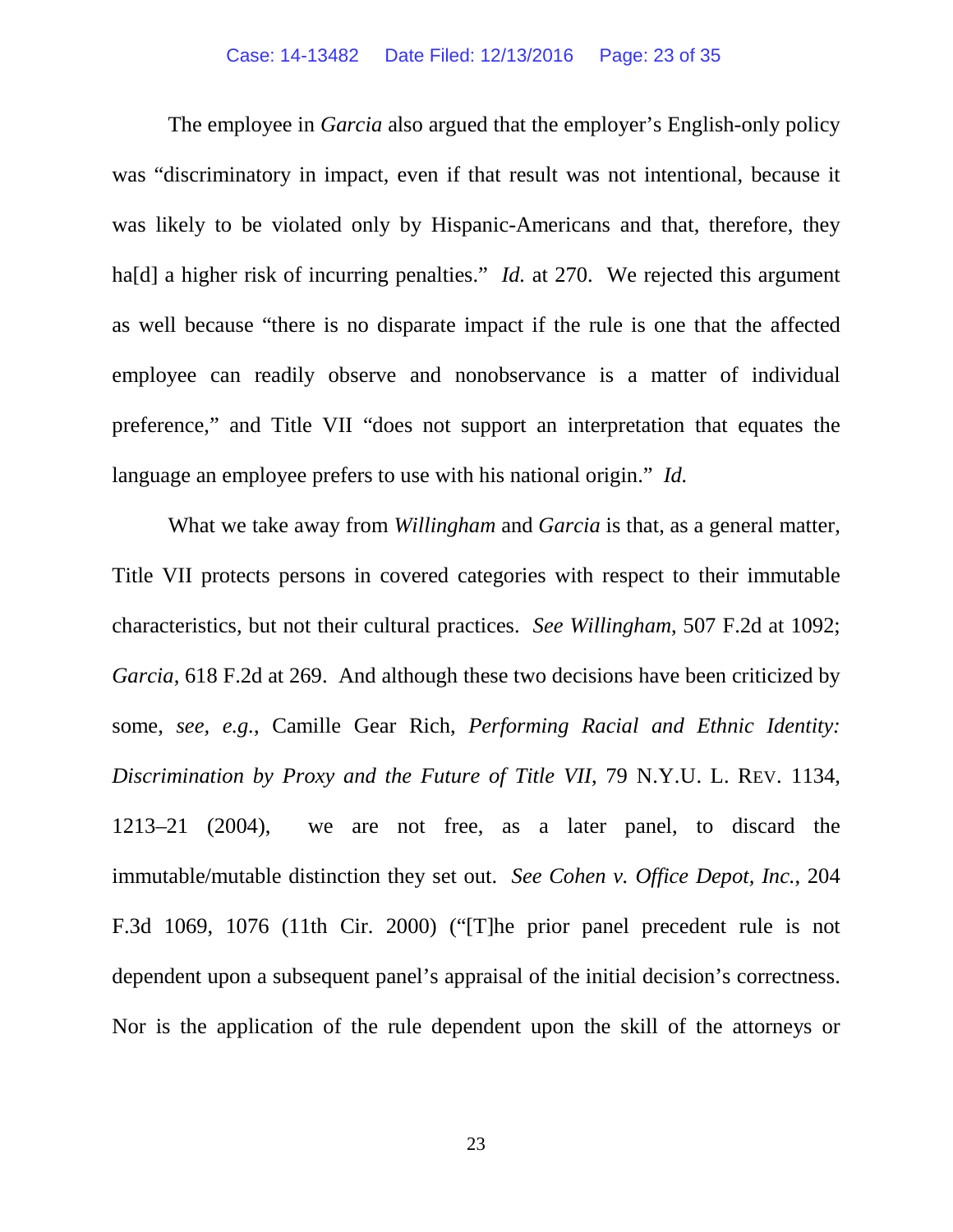The employee in *Garcia* also argued that the employer's English-only policy was "discriminatory in impact, even if that result was not intentional, because it was likely to be violated only by Hispanic-Americans and that, therefore, they ha[d] a higher risk of incurring penalties." *Id.* at 270. We rejected this argument as well because "there is no disparate impact if the rule is one that the affected employee can readily observe and nonobservance is a matter of individual preference," and Title VII "does not support an interpretation that equates the language an employee prefers to use with his national origin." *Id.*

What we take away from *Willingham* and *Garcia* is that, as a general matter, Title VII protects persons in covered categories with respect to their immutable characteristics, but not their cultural practices. *See Willingham*, 507 F.2d at 1092; *Garcia*, 618 F.2d at 269. And although these two decisions have been criticized by some, *see, e.g.*, Camille Gear Rich, *Performing Racial and Ethnic Identity: Discrimination by Proxy and the Future of Title VII*, 79 N.Y.U. L. REV. 1134, 1213–21 (2004), we are not free, as a later panel, to discard the immutable/mutable distinction they set out. *See Cohen v. Office Depot, Inc.*, 204 F.3d 1069, 1076 (11th Cir. 2000) ("[T]he prior panel precedent rule is not dependent upon a subsequent panel's appraisal of the initial decision's correctness. Nor is the application of the rule dependent upon the skill of the attorneys or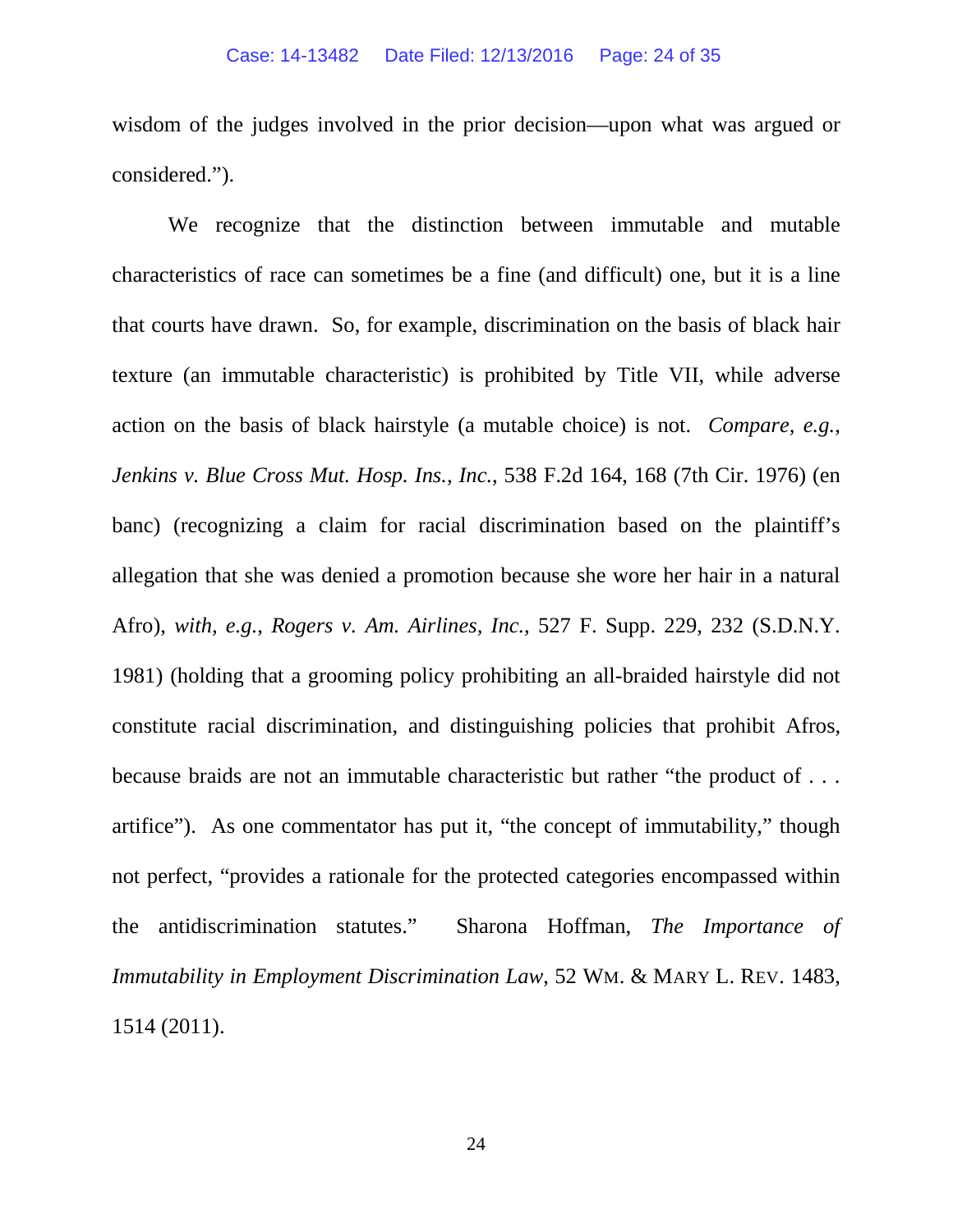wisdom of the judges involved in the prior decision—upon what was argued or considered.").

We recognize that the distinction between immutable and mutable characteristics of race can sometimes be a fine (and difficult) one, but it is a line that courts have drawn. So, for example, discrimination on the basis of black hair texture (an immutable characteristic) is prohibited by Title VII, while adverse action on the basis of black hairstyle (a mutable choice) is not. *Compare, e.g.*, *Jenkins v. Blue Cross Mut. Hosp. Ins., Inc.*, 538 F.2d 164, 168 (7th Cir. 1976) (en banc) (recognizing a claim for racial discrimination based on the plaintiff's allegation that she was denied a promotion because she wore her hair in a natural Afro), *with, e.g.*, *Rogers v. Am. Airlines, Inc.*, 527 F. Supp. 229, 232 (S.D.N.Y. 1981) (holding that a grooming policy prohibiting an all-braided hairstyle did not constitute racial discrimination, and distinguishing policies that prohibit Afros, because braids are not an immutable characteristic but rather "the product of . . . artifice"). As one commentator has put it, "the concept of immutability," though not perfect, "provides a rationale for the protected categories encompassed within the antidiscrimination statutes." Sharona Hoffman, *The Importance of Immutability in Employment Discrimination Law*, 52 WM. & MARY L. REV. 1483, 1514 (2011).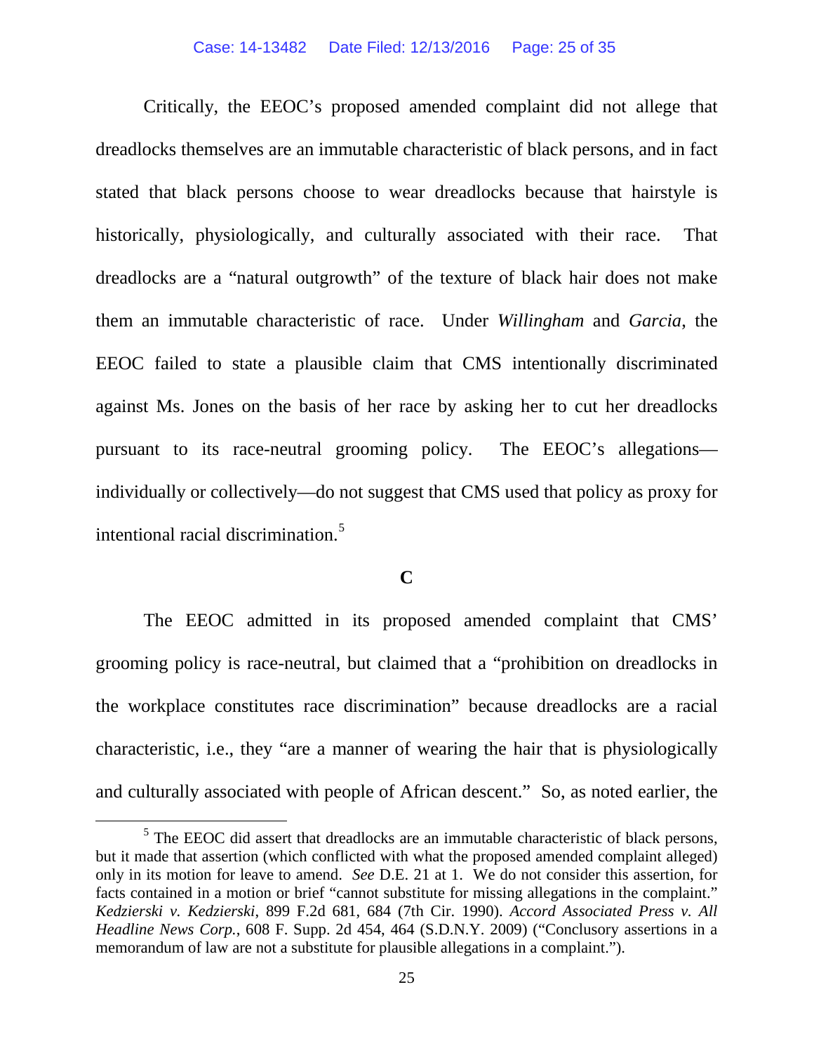Critically, the EEOC's proposed amended complaint did not allege that dreadlocks themselves are an immutable characteristic of black persons, and in fact stated that black persons choose to wear dreadlocks because that hairstyle is historically, physiologically, and culturally associated with their race. That dreadlocks are a "natural outgrowth" of the texture of black hair does not make them an immutable characteristic of race. Under *Willingham* and *Garcia*, the EEOC failed to state a plausible claim that CMS intentionally discriminated against Ms. Jones on the basis of her race by asking her to cut her dreadlocks pursuant to its race-neutral grooming policy. The EEOC's allegations—individually or collectively—do not suggest that CMS used that policy as proxy for intentional racial discrimination.[5]

**C**

The EEOC admitted in its proposed amended complaint that CMS' grooming policy is race-neutral, but claimed that a "prohibition on dreadlocks in the workplace constitutes race discrimination" because dreadlocks are a racial characteristic, i.e., they "are a manner of wearing the hair that is physiologically and culturally associated with people of African descent." So, as noted earlier, the

---

[5] The EEOC did assert that dreadlocks are an immutable characteristic of black persons, but it made that assertion (which conflicted with what the proposed amended complaint alleged) only in its motion for leave to amend. *See* D.E. 21 at 1. We do not consider this assertion, for facts contained in a motion or brief "cannot substitute for missing allegations in the complaint." *Kedzierski v. Kedzierski*, 899 F.2d 681, 684 (7th Cir. 1990). *Accord Associated Press v. All Headline News Corp.*, 608 F. Supp. 2d 454, 464 (S.D.N.Y. 2009) ("Conclusory assertions in a memorandum of law are not a substitute for plausible allegations in a complaint.").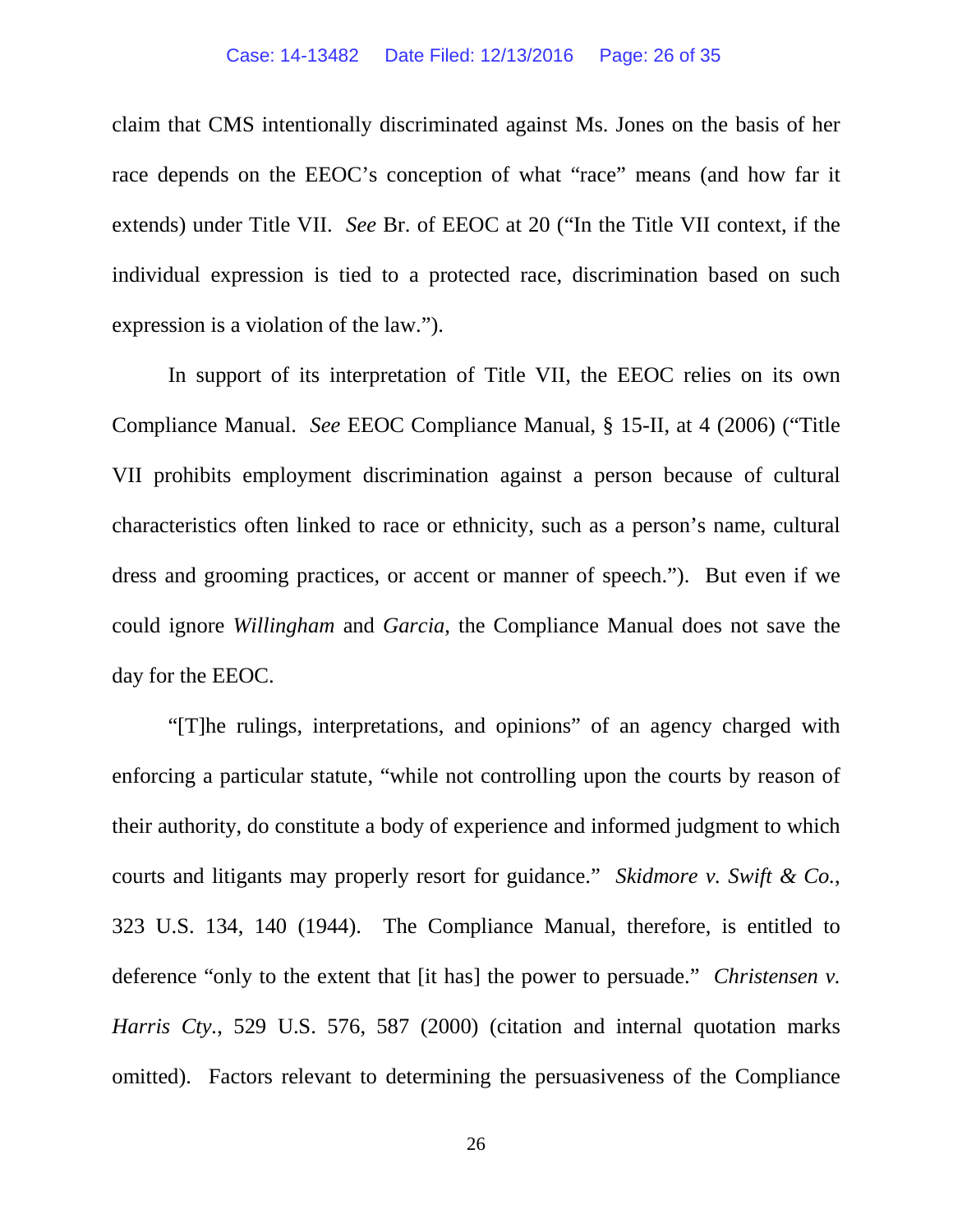claim that CMS intentionally discriminated against Ms. Jones on the basis of her race depends on the EEOC's conception of what "race" means (and how far it extends) under Title VII. *See* Br. of EEOC at 20 ("In the Title VII context, if the individual expression is tied to a protected race, discrimination based on such expression is a violation of the law.").

In support of its interpretation of Title VII, the EEOC relies on its own Compliance Manual. *See* EEOC Compliance Manual, § 15-II, at 4 (2006) ("Title VII prohibits employment discrimination against a person because of cultural characteristics often linked to race or ethnicity, such as a person's name, cultural dress and grooming practices, or accent or manner of speech."). But even if we could ignore *Willingham* and *Garcia*, the Compliance Manual does not save the day for the EEOC.

"[T]he rulings, interpretations, and opinions" of an agency charged with enforcing a particular statute, "while not controlling upon the courts by reason of their authority, do constitute a body of experience and informed judgment to which courts and litigants may properly resort for guidance." *Skidmore v. Swift & Co.*, 323 U.S. 134, 140 (1944). The Compliance Manual, therefore, is entitled to deference "only to the extent that [it has] the power to persuade." *Christensen v. Harris Cty.*, 529 U.S. 576, 587 (2000) (citation and internal quotation marks omitted). Factors relevant to determining the persuasiveness of the Compliance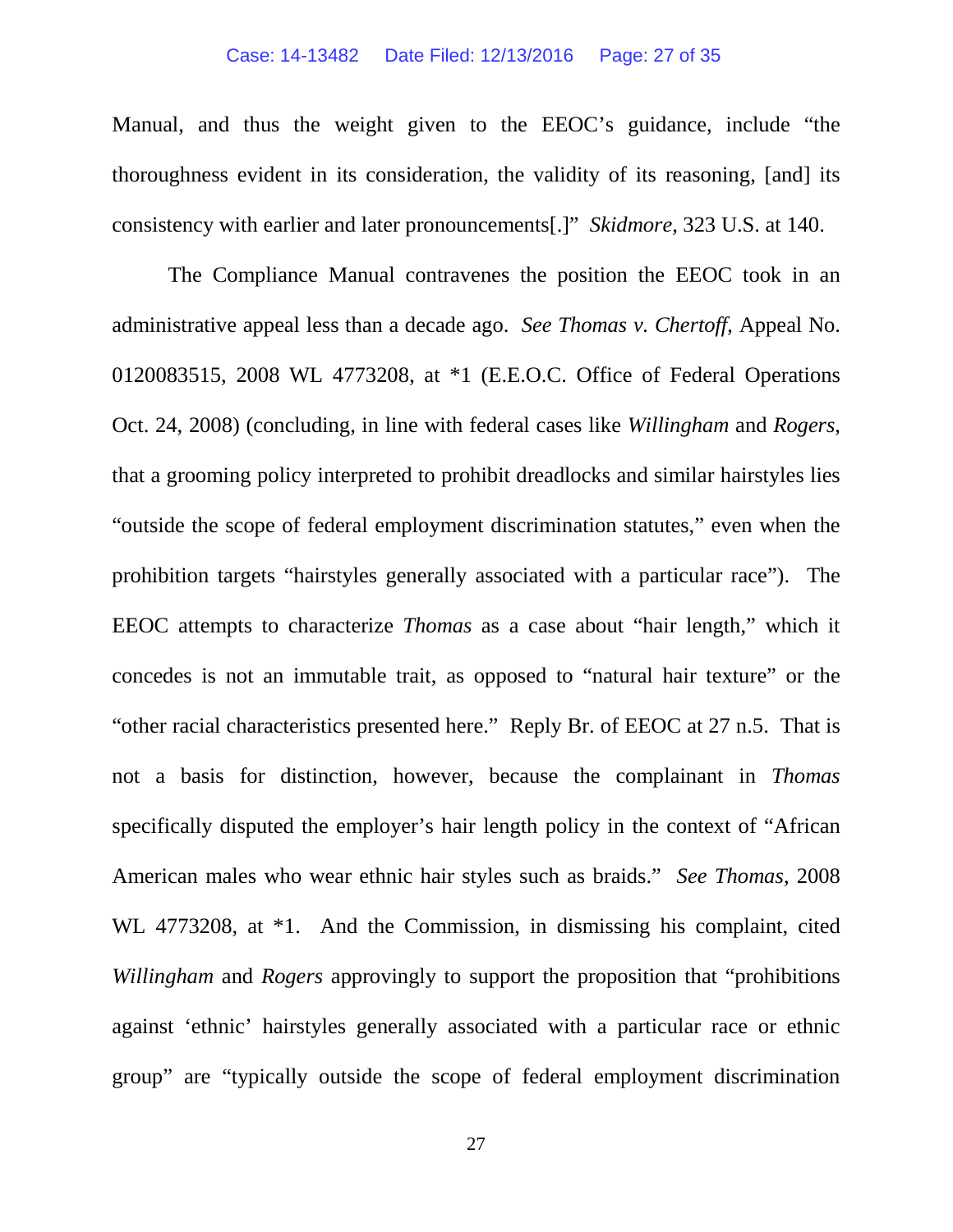Manual, and thus the weight given to the EEOC's guidance, include "the thoroughness evident in its consideration, the validity of its reasoning, [and] its consistency with earlier and later pronouncements[.]" *Skidmore*, 323 U.S. at 140.

The Compliance Manual contravenes the position the EEOC took in an administrative appeal less than a decade ago. *See Thomas v. Chertoff*, Appeal No. 0120083515, 2008 WL 4773208, at *1 (E.E.O.C. Office of Federal Operations Oct. 24, 2008) (concluding, in line with federal cases like *Willingham* and *Rogers*, that a grooming policy interpreted to prohibit dreadlocks and similar hairstyles lies "outside the scope of federal employment discrimination statutes," even when the prohibition targets "hairstyles generally associated with a particular race"). The EEOC attempts to characterize *Thomas* as a case about "hair length," which it concedes is not an immutable trait, as opposed to "natural hair texture" or the "other racial characteristics presented here." Reply Br. of EEOC at 27 n.5. That is not a basis for distinction, however, because the complainant in *Thomas* specifically disputed the employer's hair length policy in the context of "African American males who wear ethnic hair styles such as braids." *See Thomas*, 2008 WL 4773208, at *1. And the Commission, in dismissing his complaint, cited *Willingham* and *Rogers* approvingly to support the proposition that "prohibitions against 'ethnic' hairstyles generally associated with a particular race or ethnic group" are "typically outside the scope of federal employment discrimination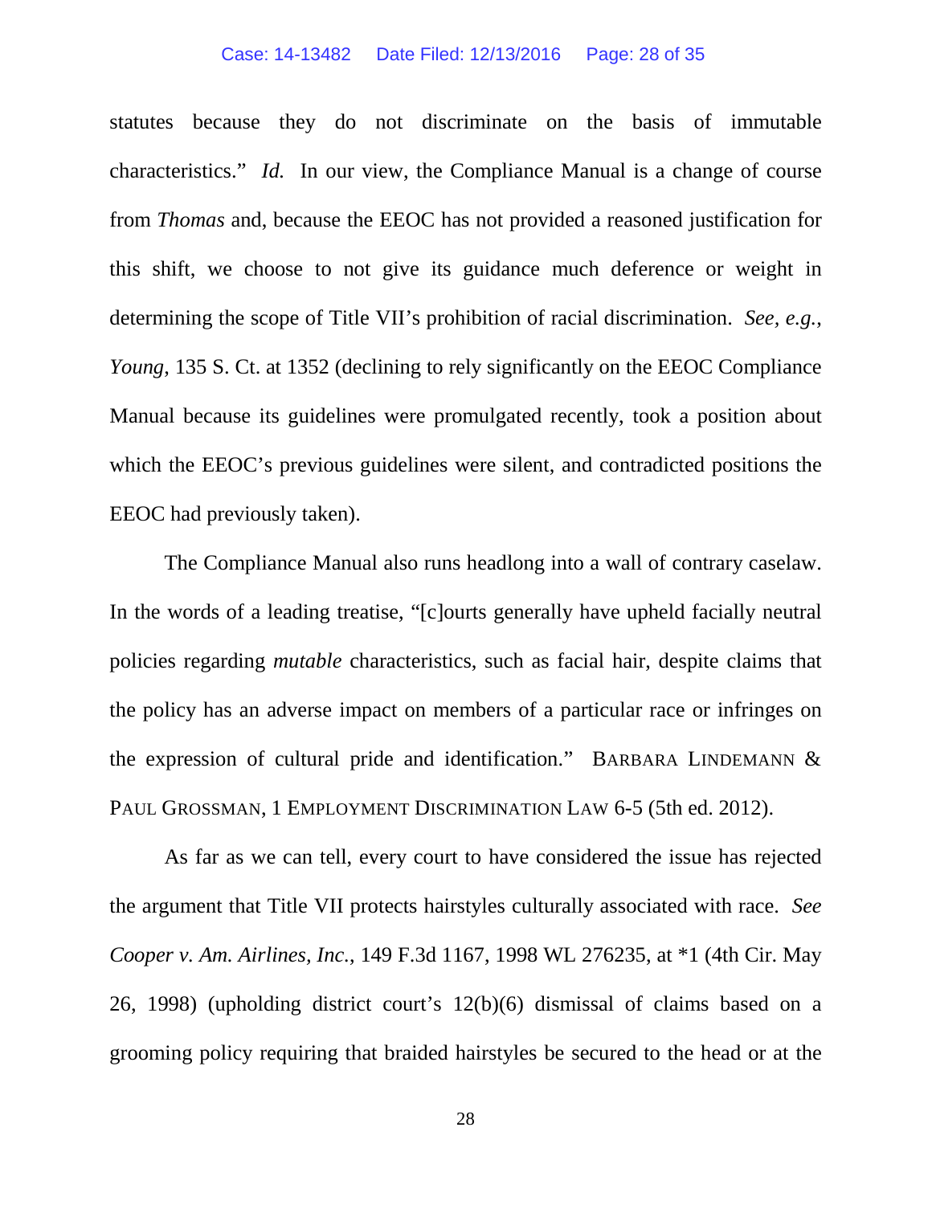statutes because they do not discriminate on the basis of immutable characteristics." *Id.* In our view, the Compliance Manual is a change of course from *Thomas* and, because the EEOC has not provided a reasoned justification for this shift, we choose to not give its guidance much deference or weight in determining the scope of Title VII's prohibition of racial discrimination. *See, e.g.*, *Young*, 135 S. Ct. at 1352 (declining to rely significantly on the EEOC Compliance Manual because its guidelines were promulgated recently, took a position about which the EEOC's previous guidelines were silent, and contradicted positions the EEOC had previously taken).

The Compliance Manual also runs headlong into a wall of contrary caselaw. In the words of a leading treatise, "[c]ourts generally have upheld facially neutral policies regarding *mutable* characteristics, such as facial hair, despite claims that the policy has an adverse impact on members of a particular race or infringes on the expression of cultural pride and identification." BARBARA LINDEMANN & PAUL GROSSMAN, 1 EMPLOYMENT DISCRIMINATION LAW 6-5 (5th ed. 2012).

As far as we can tell, every court to have considered the issue has rejected the argument that Title VII protects hairstyles culturally associated with race. *See* *Cooper v. Am. Airlines, Inc.*, 149 F.3d 1167, 1998 WL 276235, at *1 (4th Cir. May 26, 1998) (upholding district court's 12(b)(6) dismissal of claims based on a grooming policy requiring that braided hairstyles be secured to the head or at the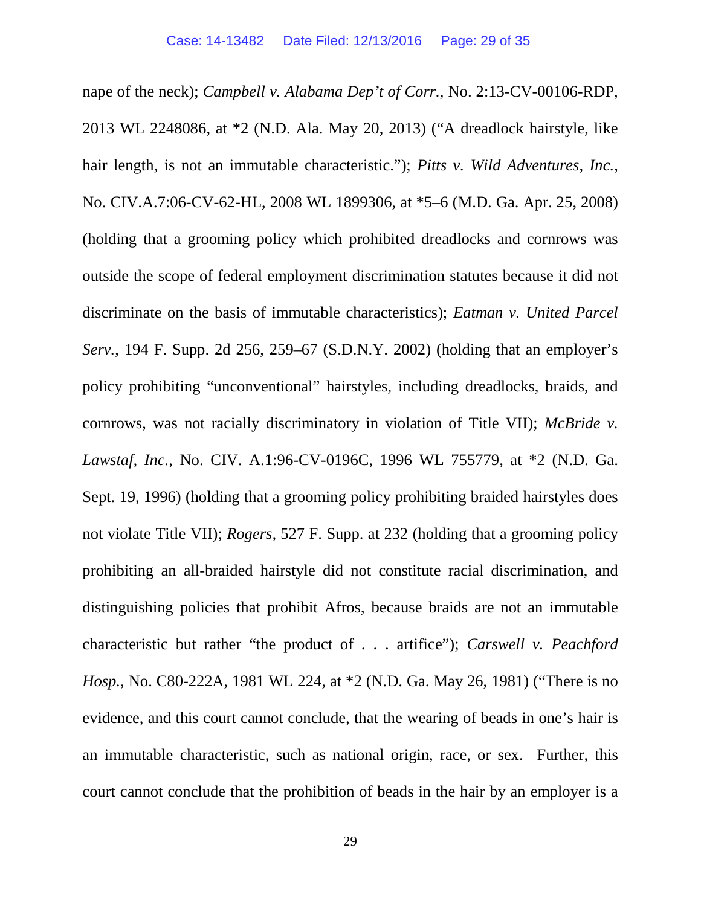nape of the neck); *Campbell v. Alabama Dep't of Corr.*, No. 2:13-CV-00106-RDP, 2013 WL 2248086, at *2 (N.D. Ala. May 20, 2013) ("A dreadlock hairstyle, like hair length, is not an immutable characteristic."); *Pitts v. Wild Adventures, Inc.*, No. CIV.A.7:06-CV-62-HL, 2008 WL 1899306, at *5–6 (M.D. Ga. Apr. 25, 2008) (holding that a grooming policy which prohibited dreadlocks and cornrows was outside the scope of federal employment discrimination statutes because it did not discriminate on the basis of immutable characteristics); *Eatman v. United Parcel Serv.*, 194 F. Supp. 2d 256, 259–67 (S.D.N.Y. 2002) (holding that an employer's policy prohibiting "unconventional" hairstyles, including dreadlocks, braids, and cornrows, was not racially discriminatory in violation of Title VII); *McBride v. Lawstaf, Inc.*, No. CIV. A.1:96-CV-0196C, 1996 WL 755779, at *2 (N.D. Ga. Sept. 19, 1996) (holding that a grooming policy prohibiting braided hairstyles does not violate Title VII); *Rogers*, 527 F. Supp. at 232 (holding that a grooming policy prohibiting an all-braided hairstyle did not constitute racial discrimination, and distinguishing policies that prohibit Afros, because braids are not an immutable characteristic but rather "the product of . . . artifice"); *Carswell v. Peachford Hosp.*, No. C80-222A, 1981 WL 224, at *2 (N.D. Ga. May 26, 1981) ("There is no evidence, and this court cannot conclude, that the wearing of beads in one's hair is an immutable characteristic, such as national origin, race, or sex. Further, this court cannot conclude that the prohibition of beads in the hair by an employer is a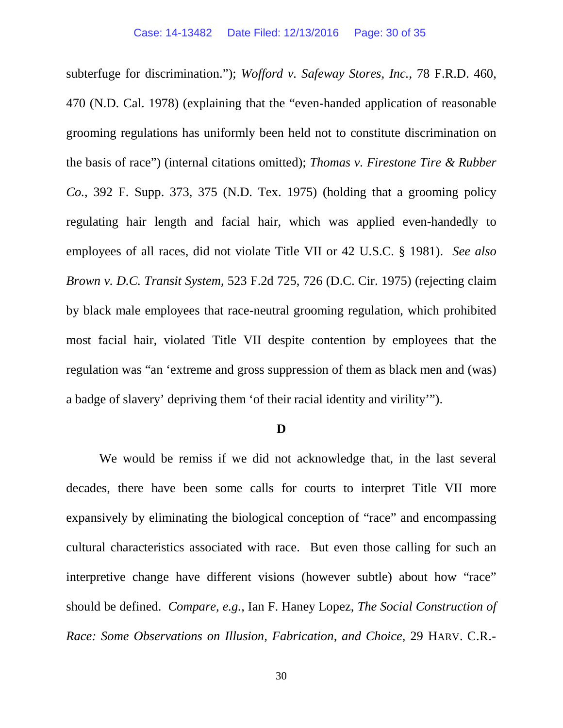subterfuge for discrimination."); *Wofford v. Safeway Stores, Inc.*, 78 F.R.D. 460, 470 (N.D. Cal. 1978) (explaining that the "even-handed application of reasonable grooming regulations has uniformly been held not to constitute discrimination on the basis of race") (internal citations omitted); *Thomas v. Firestone Tire & Rubber Co.*, 392 F. Supp. 373, 375 (N.D. Tex. 1975) (holding that a grooming policy regulating hair length and facial hair, which was applied even-handedly to employees of all races, did not violate Title VII or 42 U.S.C. § 1981). *See also Brown v. D.C. Transit System*, 523 F.2d 725, 726 (D.C. Cir. 1975) (rejecting claim by black male employees that race-neutral grooming regulation, which prohibited most facial hair, violated Title VII despite contention by employees that the regulation was "an 'extreme and gross suppression of them as black men and (was) a badge of slavery' depriving them 'of their racial identity and virility'").

**D**

We would be remiss if we did not acknowledge that, in the last several decades, there have been some calls for courts to interpret Title VII more expansively by eliminating the biological conception of "race" and encompassing cultural characteristics associated with race. But even those calling for such an interpretive change have different visions (however subtle) about how "race" should be defined. *Compare, e.g.*, Ian F. Haney Lopez, *The Social Construction of Race: Some Observations on Illusion, Fabrication, and Choice*, 29 HARV. C.R.-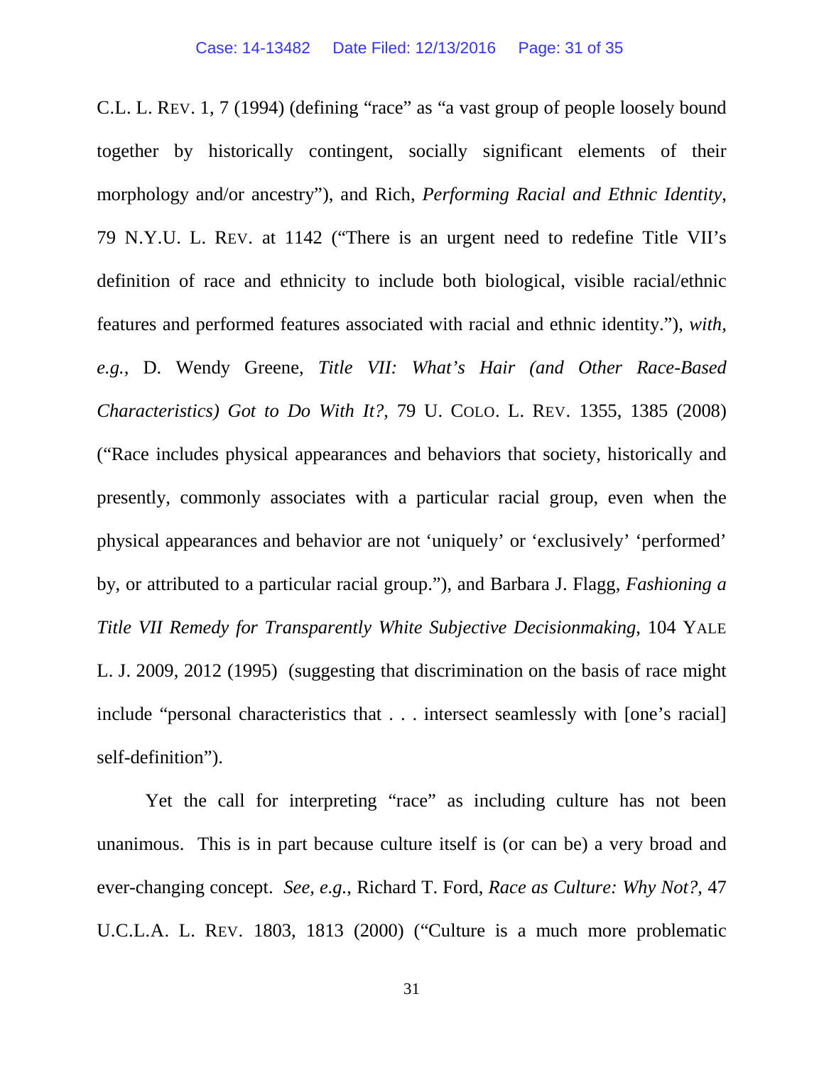C.L. L. REV. 1, 7 (1994) (defining "race" as "a vast group of people loosely bound together by historically contingent, socially significant elements of their morphology and/or ancestry"), and Rich, *Performing Racial and Ethnic Identity*, 79 N.Y.U. L. REV. at 1142 ("There is an urgent need to redefine Title VII's definition of race and ethnicity to include both biological, visible racial/ethnic features and performed features associated with racial and ethnic identity."), *with, e.g.*, D. Wendy Greene, *Title VII: What's Hair (and Other Race-Based Characteristics) Got to Do With It?*, 79 U. COLO. L. REV. 1355, 1385 (2008) ("Race includes physical appearances and behaviors that society, historically and presently, commonly associates with a particular racial group, even when the physical appearances and behavior are not 'uniquely' or 'exclusively' 'performed' by, or attributed to a particular racial group."), and Barbara J. Flagg, *Fashioning a Title VII Remedy for Transparently White Subjective Decisionmaking*, 104 YALE L. J. 2009, 2012 (1995) (suggesting that discrimination on the basis of race might include "personal characteristics that . . . intersect seamlessly with [one's racial] self-definition").

Yet the call for interpreting "race" as including culture has not been unanimous. This is in part because culture itself is (or can be) a very broad and ever-changing concept. *See, e.g.*, Richard T. Ford, *Race as Culture: Why Not?*, 47 U.C.L.A. L. REV. 1803, 1813 (2000) ("Culture is a much more problematic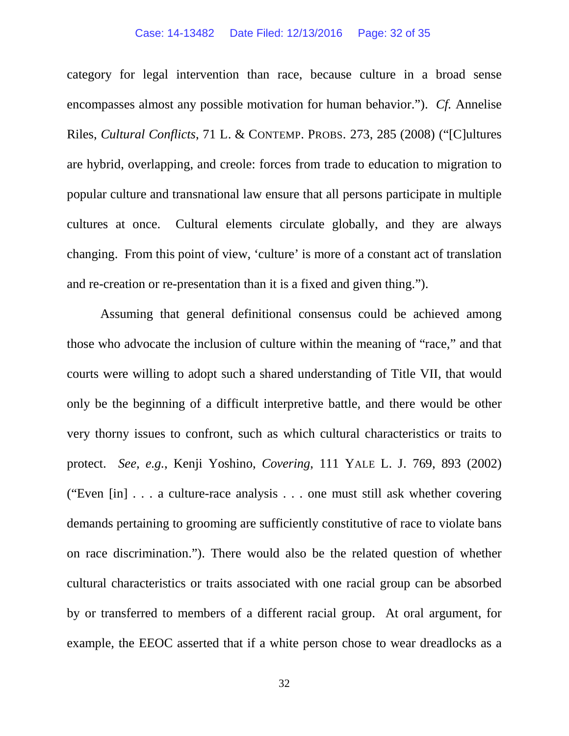category for legal intervention than race, because culture in a broad sense encompasses almost any possible motivation for human behavior."). *Cf.* Annelise Riles, *Cultural Conflicts*, 71 L. & CONTEMP. PROBS. 273, 285 (2008) ("[C]ultures are hybrid, overlapping, and creole: forces from trade to education to migration to popular culture and transnational law ensure that all persons participate in multiple cultures at once. Cultural elements circulate globally, and they are always changing. From this point of view, 'culture' is more of a constant act of translation and re-creation or re-presentation than it is a fixed and given thing.").

Assuming that general definitional consensus could be achieved among those who advocate the inclusion of culture within the meaning of "race," and that courts were willing to adopt such a shared understanding of Title VII, that would only be the beginning of a difficult interpretive battle, and there would be other very thorny issues to confront, such as which cultural characteristics or traits to protect. *See, e.g.*, Kenji Yoshino, *Covering*, 111 YALE L. J. 769, 893 (2002) ("Even [in] . . . a culture-race analysis . . . one must still ask whether covering demands pertaining to grooming are sufficiently constitutive of race to violate bans on race discrimination."). There would also be the related question of whether cultural characteristics or traits associated with one racial group can be absorbed by or transferred to members of a different racial group. At oral argument, for example, the EEOC asserted that if a white person chose to wear dreadlocks as a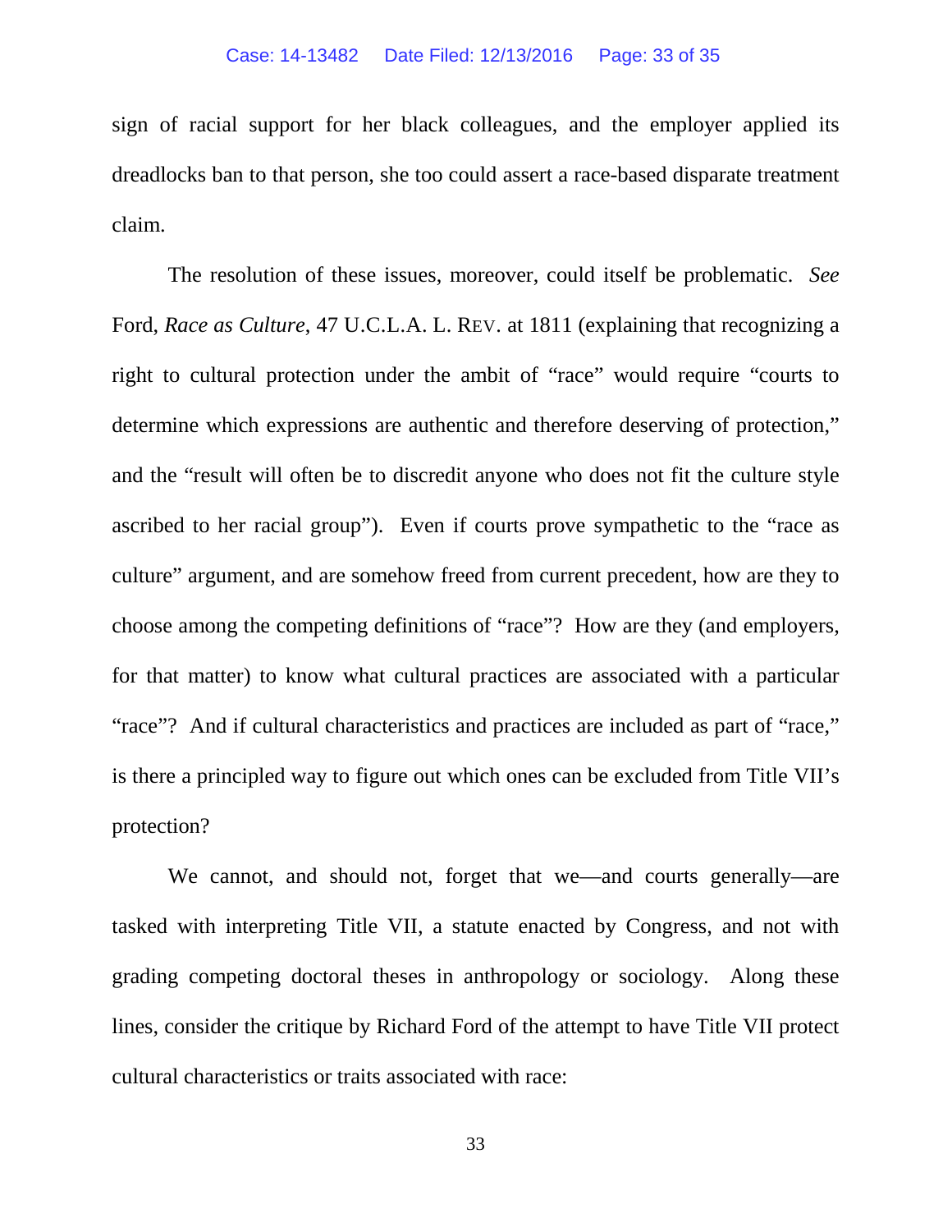sign of racial support for her black colleagues, and the employer applied its dreadlocks ban to that person, she too could assert a race-based disparate treatment claim.

The resolution of these issues, moreover, could itself be problematic. *See* Ford, *Race as Culture*, 47 U.C.L.A. L. REV. at 1811 (explaining that recognizing a right to cultural protection under the ambit of "race" would require "courts to determine which expressions are authentic and therefore deserving of protection," and the "result will often be to discredit anyone who does not fit the culture style ascribed to her racial group"). Even if courts prove sympathetic to the "race as culture" argument, and are somehow freed from current precedent, how are they to choose among the competing definitions of "race"? How are they (and employers, for that matter) to know what cultural practices are associated with a particular "race"? And if cultural characteristics and practices are included as part of "race," is there a principled way to figure out which ones can be excluded from Title VII's protection?

We cannot, and should not, forget that we—and courts generally—are tasked with interpreting Title VII, a statute enacted by Congress, and not with grading competing doctoral theses in anthropology or sociology. Along these lines, consider the critique by Richard Ford of the attempt to have Title VII protect cultural characteristics or traits associated with race: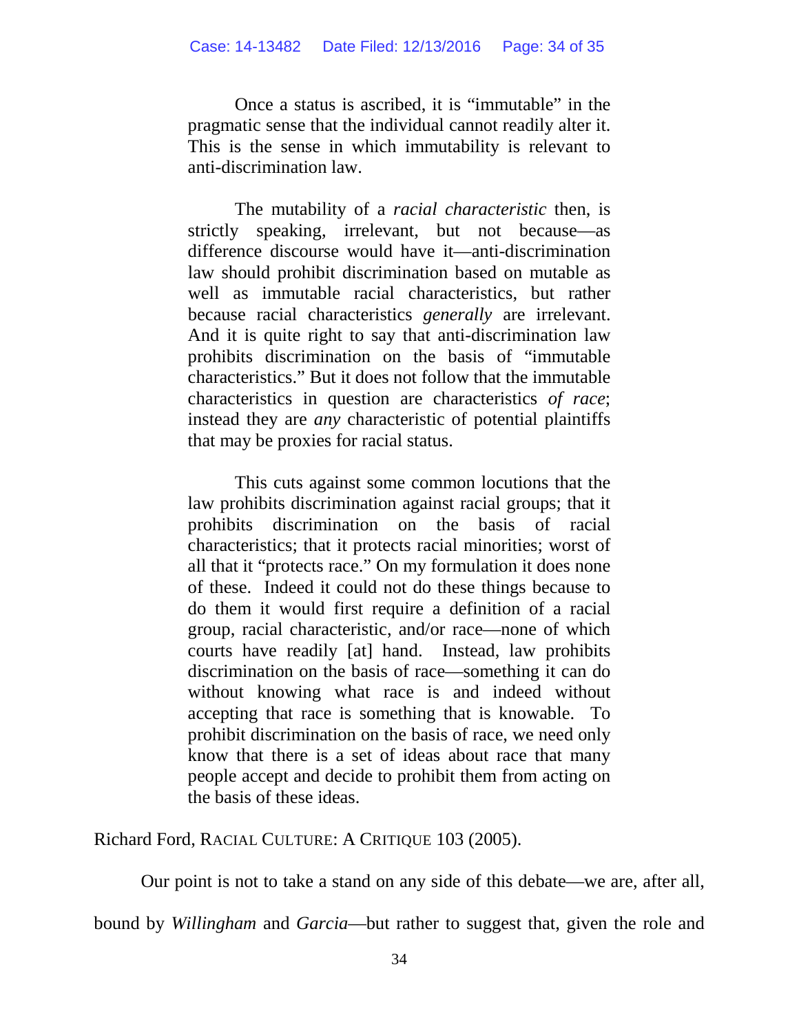> Once a status is ascribed, it is "immutable" in the pragmatic sense that the individual cannot readily alter it. This is the sense in which immutability is relevant to anti-discrimination law.
>
> The mutability of a *racial characteristic* then, is strictly speaking, irrelevant, but not because—as difference discourse would have it—anti-discrimination law should prohibit discrimination based on mutable as well as immutable racial characteristics, but rather because racial characteristics *generally* are irrelevant. And it is quite right to say that anti-discrimination law prohibits discrimination on the basis of "immutable characteristics." But it does not follow that the immutable characteristics in question are characteristics *of race*; instead they are *any* characteristic of potential plaintiffs that may be proxies for racial status.
>
> This cuts against some common locutions that the law prohibits discrimination against racial groups; that it prohibits discrimination on the basis of racial characteristics; that it protects racial minorities; worst of all that it "protects race." On my formulation it does none of these. Indeed it could not do these things because to do them it would first require a definition of a racial group, racial characteristic, and/or race—none of which courts have readily [at] hand. Instead, law prohibits discrimination on the basis of race—something it can do without knowing what race is and indeed without accepting that race is something that is knowable. To prohibit discrimination on the basis of race, we need only know that there is a set of ideas about race that many people accept and decide to prohibit them from acting on the basis of these ideas.

Richard Ford, RACIAL CULTURE: A CRITIQUE 103 (2005).

Our point is not to take a stand on any side of this debate—we are, after all, bound by *Willingham* and *Garcia*—but rather to suggest that, given the role and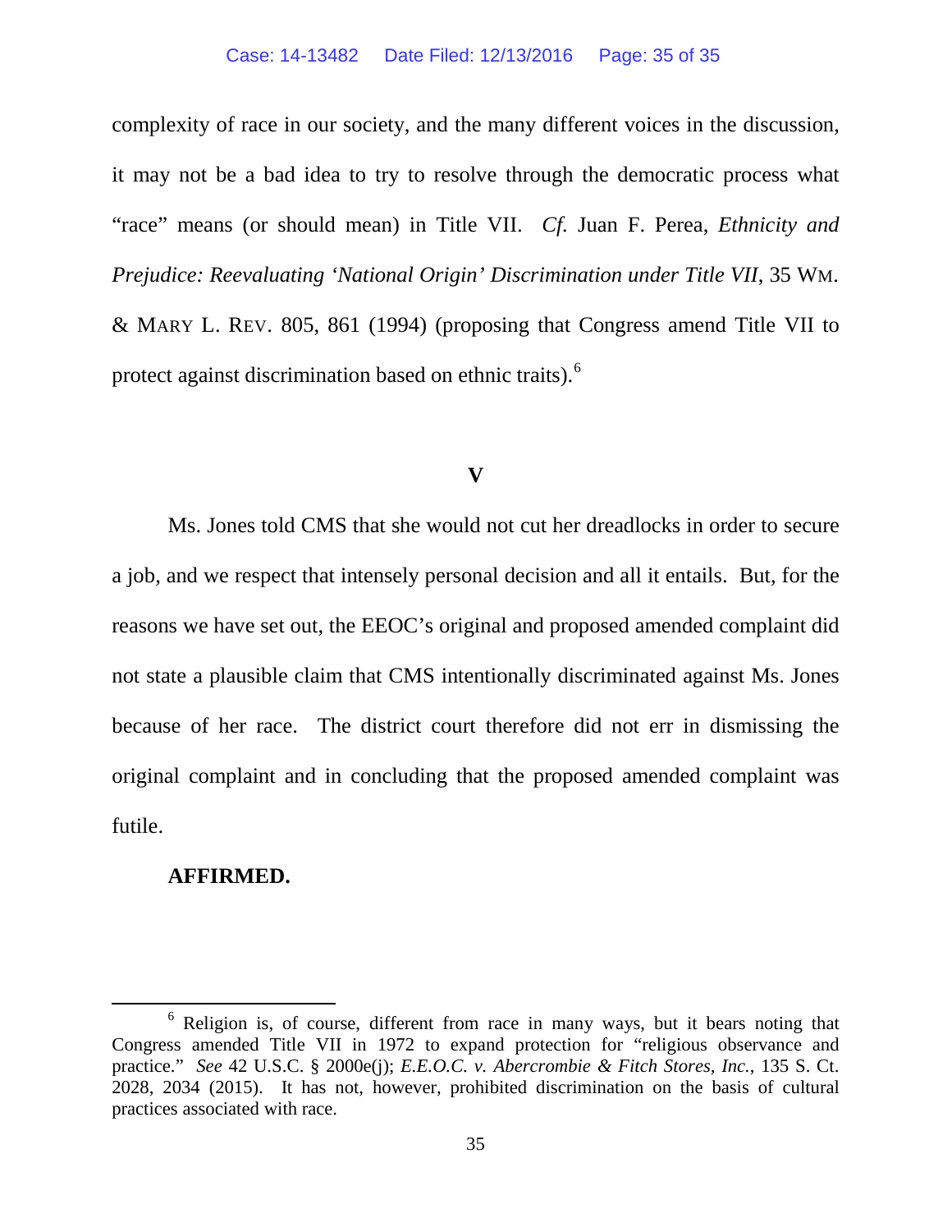complexity of race in our society, and the many different voices in the discussion, it may not be a bad idea to try to resolve through the democratic process what "race" means (or should mean) in Title VII. *Cf.* Juan F. Perea, *Ethnicity and Prejudice: Reevaluating 'National Origin' Discrimination under Title VII*, 35 WM. & MARY L. REV. 805, 861 (1994) (proposing that Congress amend Title VII to protect against discrimination based on ethnic traits).[6]

## V

Ms. Jones told CMS that she would not cut her dreadlocks in order to secure a job, and we respect that intensely personal decision and all it entails. But, for the reasons we have set out, the EEOC's original and proposed amended complaint did not state a plausible claim that CMS intentionally discriminated against Ms. Jones because of her race. The district court therefore did not err in dismissing the original complaint and in concluding that the proposed amended complaint was futile.

**AFFIRMED.**

---

[6] Religion is, of course, different from race in many ways, but it bears noting that Congress amended Title VII in 1972 to expand protection for "religious observance and practice." *See* 42 U.S.C. § 2000e(j); *E.E.O.C. v. Abercrombie & Fitch Stores, Inc.*, 135 S. Ct. 2028, 2034 (2015). It has not, however, prohibited discrimination on the basis of cultural practices associated with race.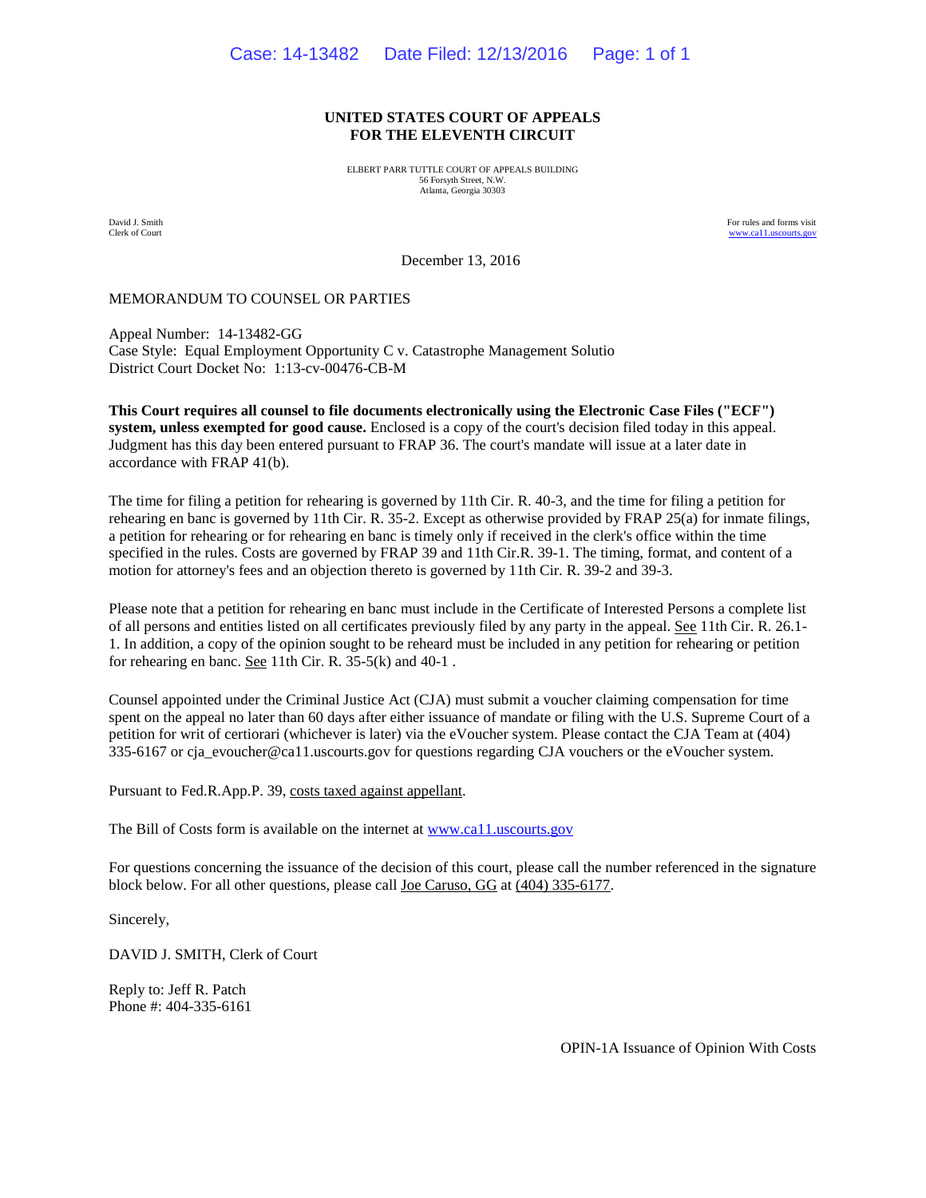**UNITED STATES COURT OF APPEALS**
**FOR THE ELEVENTH CIRCUIT**

ELBERT PARR TUTTLE COURT OF APPEALS BUILDING
56 Forsyth Street, N.W.
Atlanta, Georgia 30303

David J. Smith
Clerk of Court

For rules and forms visit
www.ca11.uscourts.gov

December 13, 2016

MEMORANDUM TO COUNSEL OR PARTIES

Appeal Number: 14-13482-GG
Case Style: Equal Employment Opportunity C v. Catastrophe Management Solutio
District Court Docket No: 1:13-cv-00476-CB-M

**This Court requires all counsel to file documents electronically using the Electronic Case Files ("ECF") system, unless exempted for good cause.** Enclosed is a copy of the court's decision filed today in this appeal. Judgment has this day been entered pursuant to FRAP 36. The court's mandate will issue at a later date in accordance with FRAP 41(b).

The time for filing a petition for rehearing is governed by 11th Cir. R. 40-3, and the time for filing a petition for rehearing en banc is governed by 11th Cir. R. 35-2. Except as otherwise provided by FRAP 25(a) for inmate filings, a petition for rehearing or for rehearing en banc is timely only if received in the clerk's office within the time specified in the rules. Costs are governed by FRAP 39 and 11th Cir.R. 39-1. The timing, format, and content of a motion for attorney's fees and an objection thereto is governed by 11th Cir. R. 39-2 and 39-3.

Please note that a petition for rehearing en banc must include in the Certificate of Interested Persons a complete list of all persons and entities listed on all certificates previously filed by any party in the appeal. See 11th Cir. R. 26.1-1. In addition, a copy of the opinion sought to be reheard must be included in any petition for rehearing or petition for rehearing en banc. See 11th Cir. R. 35-5(k) and 40-1 .

Counsel appointed under the Criminal Justice Act (CJA) must submit a voucher claiming compensation for time spent on the appeal no later than 60 days after either issuance of mandate or filing with the U.S. Supreme Court of a petition for writ of certiorari (whichever is later) via the eVoucher system. Please contact the CJA Team at (404) 335-6167 or cja_evoucher@ca11.uscourts.gov for questions regarding CJA vouchers or the eVoucher system.

Pursuant to Fed.R.App.P. 39, costs taxed against appellant.

The Bill of Costs form is available on the internet at www.ca11.uscourts.gov

For questions concerning the issuance of the decision of this court, please call the number referenced in the signature block below. For all other questions, please call Joe Caruso, GG at (404) 335-6177.

Sincerely,

DAVID J. SMITH, Clerk of Court

Reply to: Jeff R. Patch
Phone #: 404-335-6161

OPIN-1A Issuance of Opinion With Costs